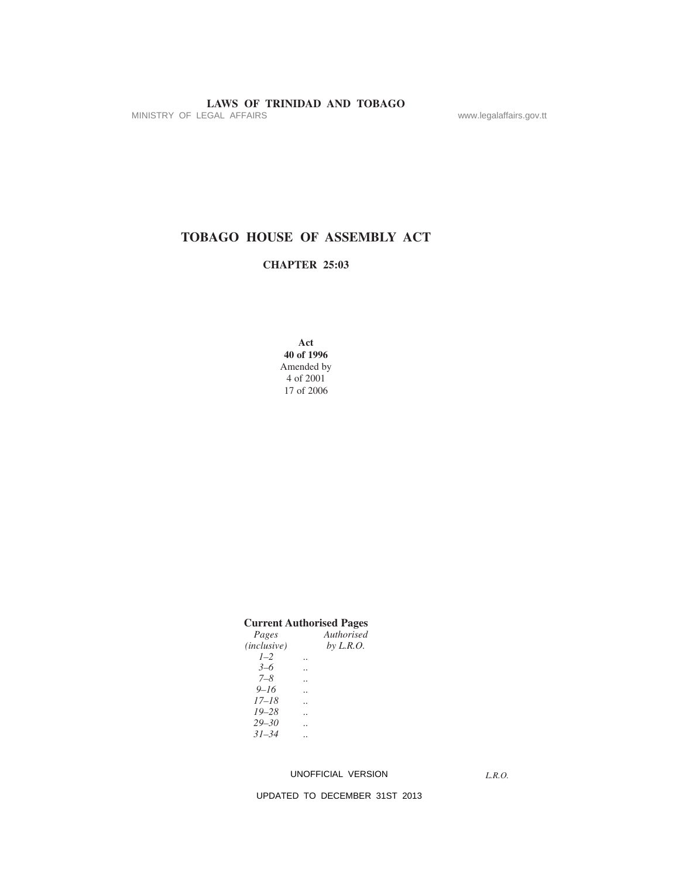# TOBAGO HOUSE OF ASSEMBLY ACT

## CHAPTER 25:03

**Act**
**40 of 1996**
Amended by
4 of 2001
17 of 2006

**Current Authorised Pages**

| *Pages (inclusive)* | | *Authorised by L.R.O.* |
| --- | --- | --- |
| *1–2* | .. | |
| *3–6* | .. | |
| *7–8* | .. | |
| *9–16* | .. | |
| *17–18* | .. | |
| *19–28* | .. | |
| *29–30* | .. | |
| *31–34* | .. | |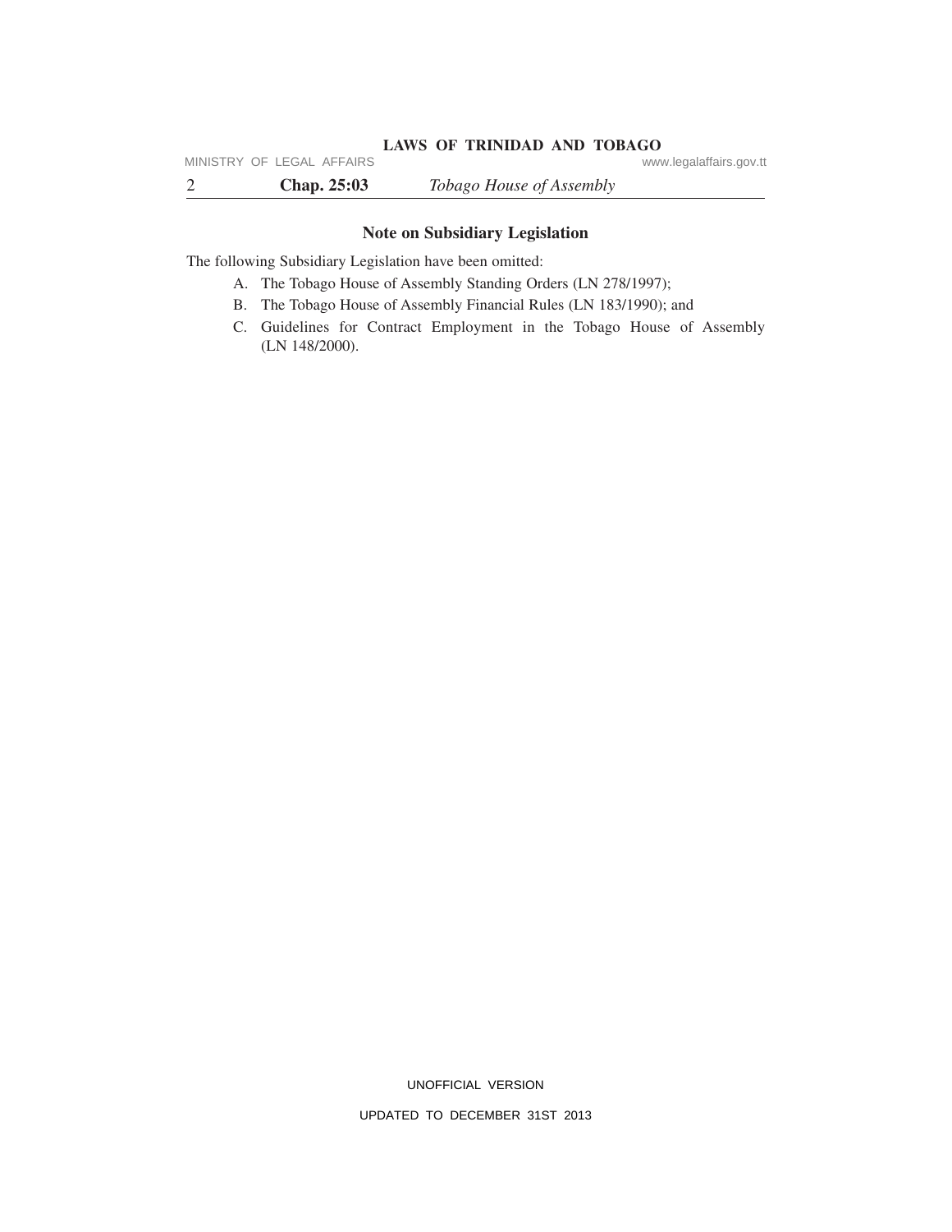## Note on Subsidiary Legislation

The following Subsidiary Legislation have been omitted:

A. The Tobago House of Assembly Standing Orders (LN 278/1997);

B. The Tobago House of Assembly Financial Rules (LN 183/1990); and

C. Guidelines for Contract Employment in the Tobago House of Assembly (LN 148/2000).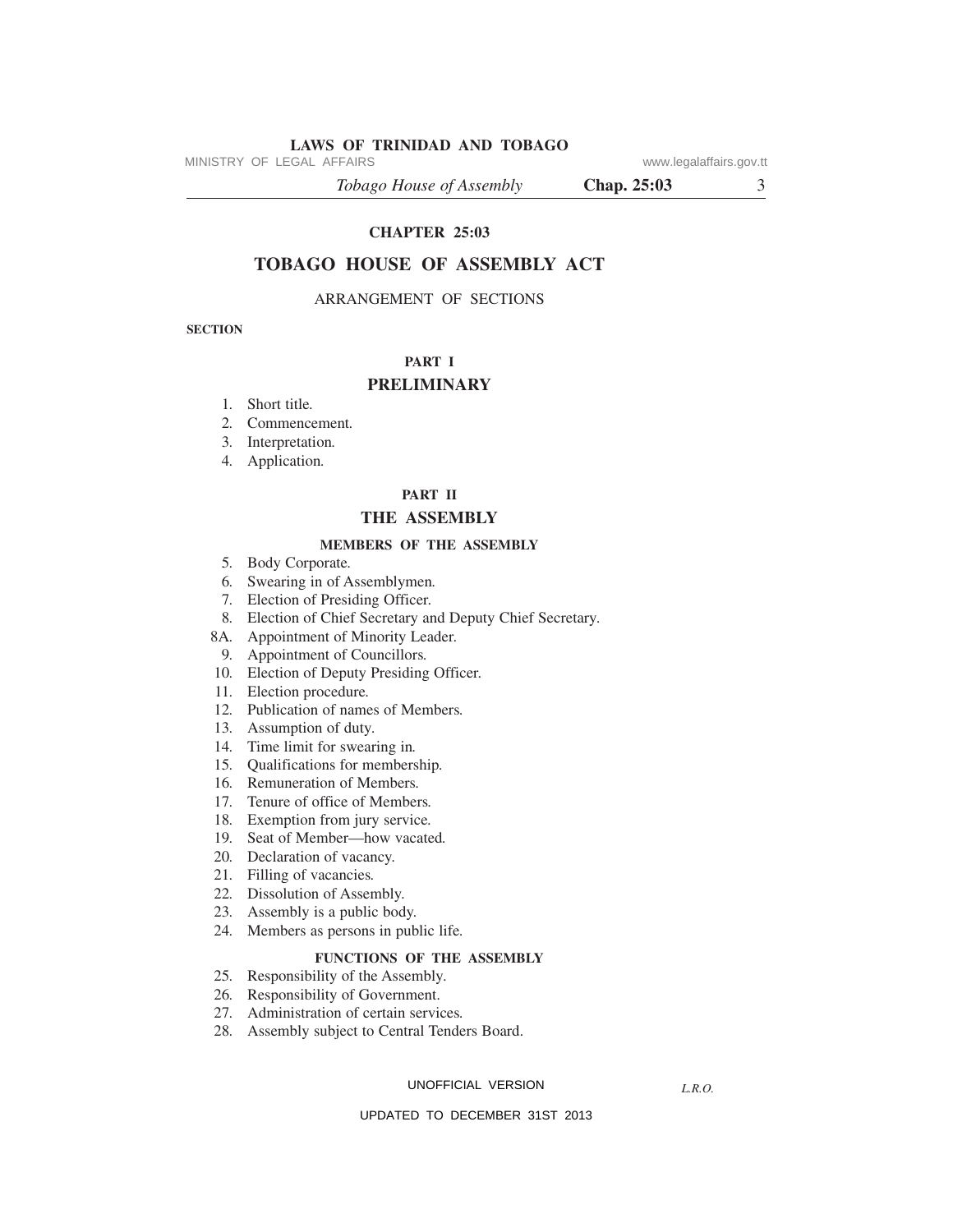# CHAPTER 25:03

# TOBAGO HOUSE OF ASSEMBLY ACT

ARRANGEMENT OF SECTIONS

**SECTION**

## PART I

## PRELIMINARY

1. Short title.
2. Commencement.
3. Interpretation.
4. Application.

## PART II

## THE ASSEMBLY

### MEMBERS OF THE ASSEMBLY

5. Body Corporate.
6. Swearing in of Assemblymen.
7. Election of Presiding Officer.
8. Election of Chief Secretary and Deputy Chief Secretary.

8A. Appointment of Minority Leader.

9. Appointment of Councillors.
10. Election of Deputy Presiding Officer.
11. Election procedure.
12. Publication of names of Members.
13. Assumption of duty.
14. Time limit for swearing in.
15. Qualifications for membership.
16. Remuneration of Members.
17. Tenure of office of Members.
18. Exemption from jury service.
19. Seat of Member—how vacated.
20. Declaration of vacancy.
21. Filling of vacancies.
22. Dissolution of Assembly.
23. Assembly is a public body.
24. Members as persons in public life.

### FUNCTIONS OF THE ASSEMBLY

25. Responsibility of the Assembly.
26. Responsibility of Government.
27. Administration of certain services.
28. Assembly subject to Central Tenders Board.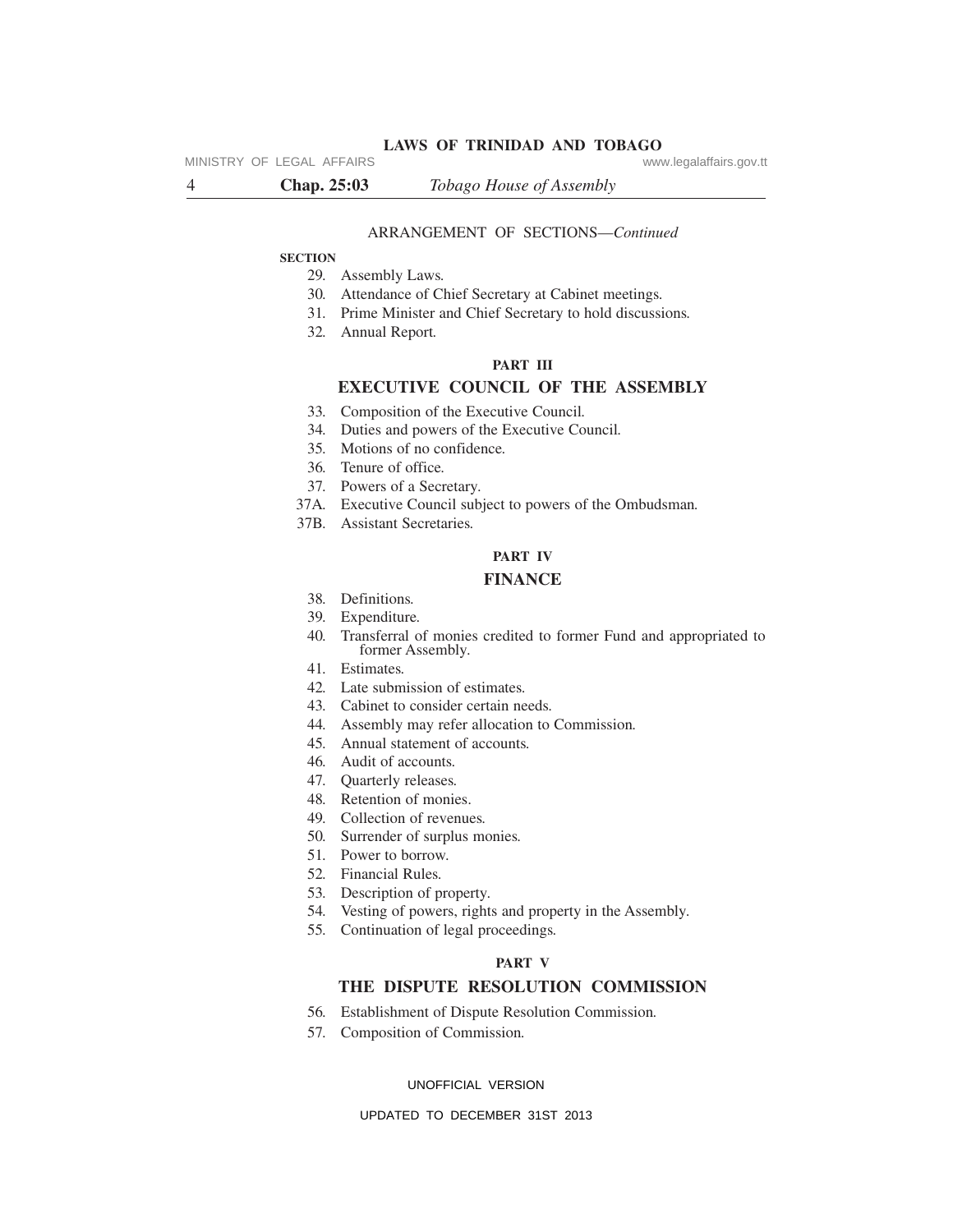ARRANGEMENT OF SECTIONS—*Continued*

**SECTION**

29. Assembly Laws.
30. Attendance of Chief Secretary at Cabinet meetings.
31. Prime Minister and Chief Secretary to hold discussions.
32. Annual Report.

**PART III**

## EXECUTIVE COUNCIL OF THE ASSEMBLY

33. Composition of the Executive Council.
34. Duties and powers of the Executive Council.
35. Motions of no confidence.
36. Tenure of office.
37. Powers of a Secretary.

37A. Executive Council subject to powers of the Ombudsman.

37B. Assistant Secretaries.

**PART IV**

## FINANCE

38. Definitions.
39. Expenditure.
40. Transferral of monies credited to former Fund and appropriated to former Assembly.
41. Estimates.
42. Late submission of estimates.
43. Cabinet to consider certain needs.
44. Assembly may refer allocation to Commission.
45. Annual statement of accounts.
46. Audit of accounts.
47. Quarterly releases.
48. Retention of monies.
49. Collection of revenues.
50. Surrender of surplus monies.
51. Power to borrow.
52. Financial Rules.
53. Description of property.
54. Vesting of powers, rights and property in the Assembly.
55. Continuation of legal proceedings.

**PART V**

## THE DISPUTE RESOLUTION COMMISSION

56. Establishment of Dispute Resolution Commission.
57. Composition of Commission.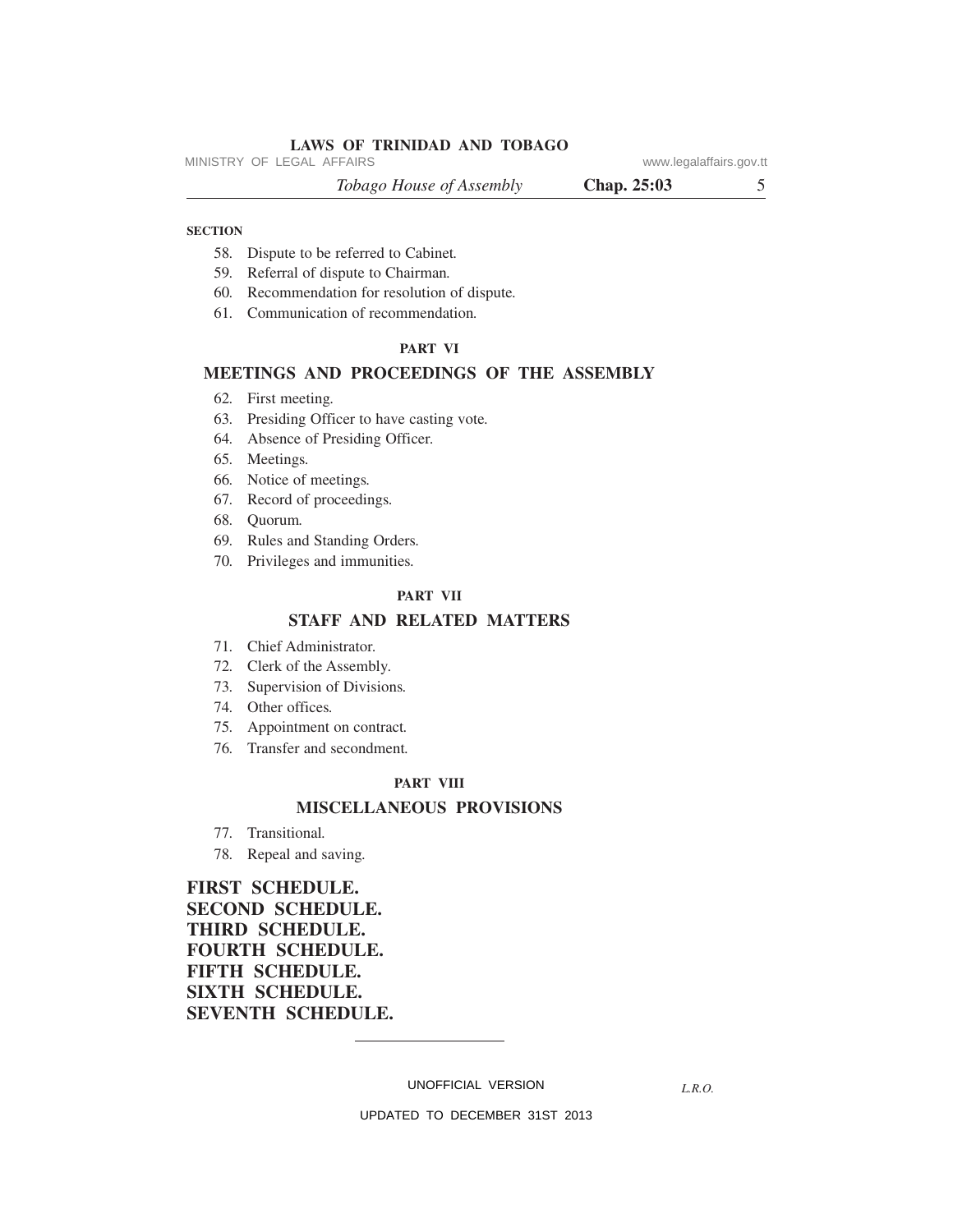**SECTION**

58. Dispute to be referred to Cabinet.
59. Referral of dispute to Chairman.
60. Recommendation for resolution of dispute.
61. Communication of recommendation.

**PART VI**

## MEETINGS AND PROCEEDINGS OF THE ASSEMBLY

62. First meeting.
63. Presiding Officer to have casting vote.
64. Absence of Presiding Officer.
65. Meetings.
66. Notice of meetings.
67. Record of proceedings.
68. Quorum.
69. Rules and Standing Orders.
70. Privileges and immunities.

**PART VII**

## STAFF AND RELATED MATTERS

71. Chief Administrator.
72. Clerk of the Assembly.
73. Supervision of Divisions.
74. Other offices.
75. Appointment on contract.
76. Transfer and secondment.

**PART VIII**

## MISCELLANEOUS PROVISIONS

77. Transitional.
78. Repeal and saving.

**FIRST SCHEDULE.**
**SECOND SCHEDULE.**
**THIRD SCHEDULE.**
**FOURTH SCHEDULE.**
**FIFTH SCHEDULE.**
**SIXTH SCHEDULE.**
**SEVENTH SCHEDULE.**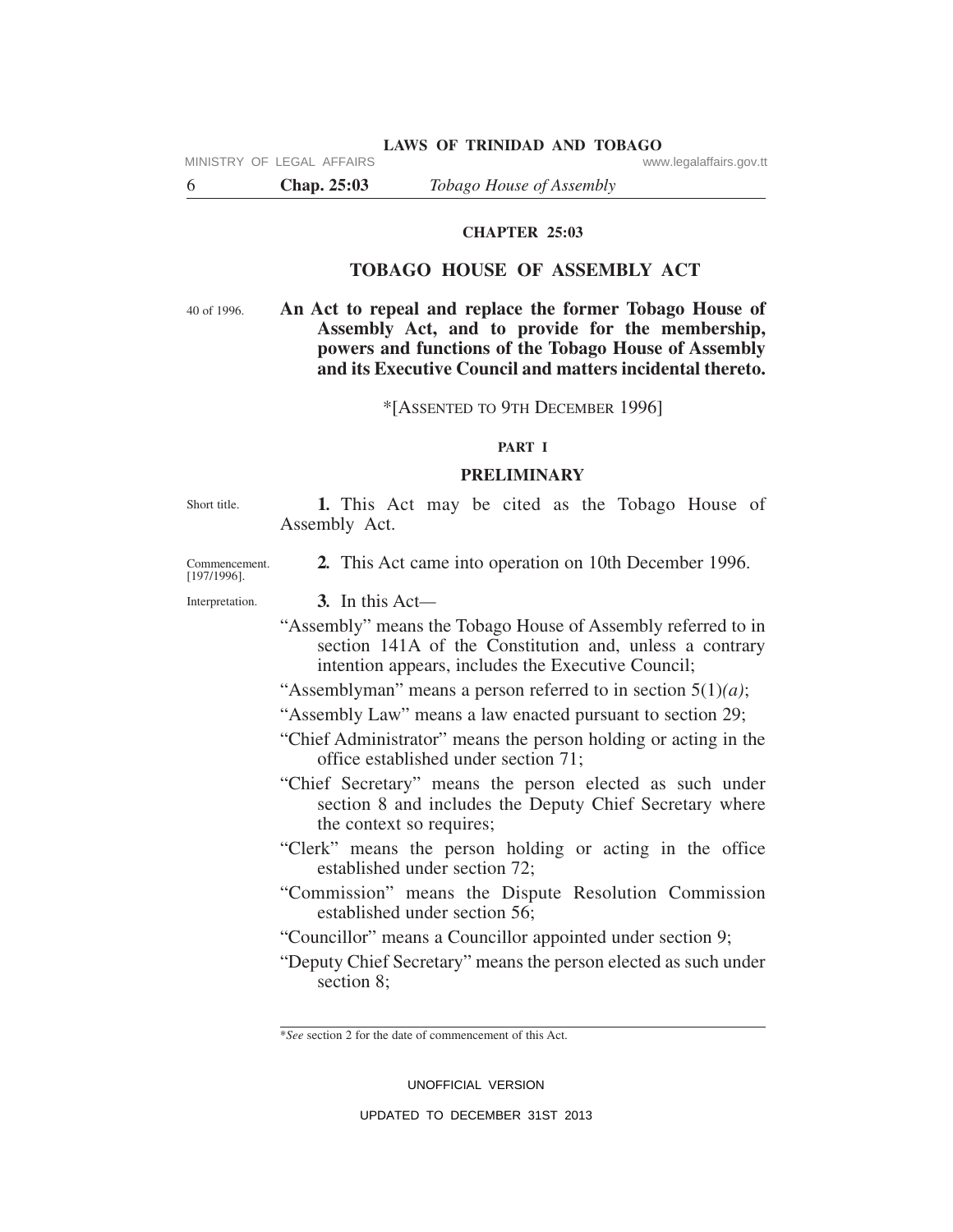# CHAPTER 25:03

## TOBAGO HOUSE OF ASSEMBLY ACT

40 of 1996.

**An Act to repeal and replace the former Tobago House of Assembly Act, and to provide for the membership, powers and functions of the Tobago House of Assembly and its Executive Council and matters incidental thereto.**

*[ASSENTED TO 9TH DECEMBER 1996]

### PART I

### PRELIMINARY

Short title.

**1.** This Act may be cited as the Tobago House of Assembly Act.

Commencement. [197/1996].

**2.** This Act came into operation on 10th December 1996.

Interpretation.

**3.** In this Act—

"Assembly" means the Tobago House of Assembly referred to in section 141A of the Constitution and, unless a contrary intention appears, includes the Executive Council;

"Assemblyman" means a person referred to in section 5(1)*(a)*;

"Assembly Law" means a law enacted pursuant to section 29;

"Chief Administrator" means the person holding or acting in the office established under section 71;

"Chief Secretary" means the person elected as such under section 8 and includes the Deputy Chief Secretary where the context so requires;

"Clerk" means the person holding or acting in the office established under section 72;

"Commission" means the Dispute Resolution Commission established under section 56;

"Councillor" means a Councillor appointed under section 9;

"Deputy Chief Secretary" means the person elected as such under section 8;

---

**See* section 2 for the date of commencement of this Act.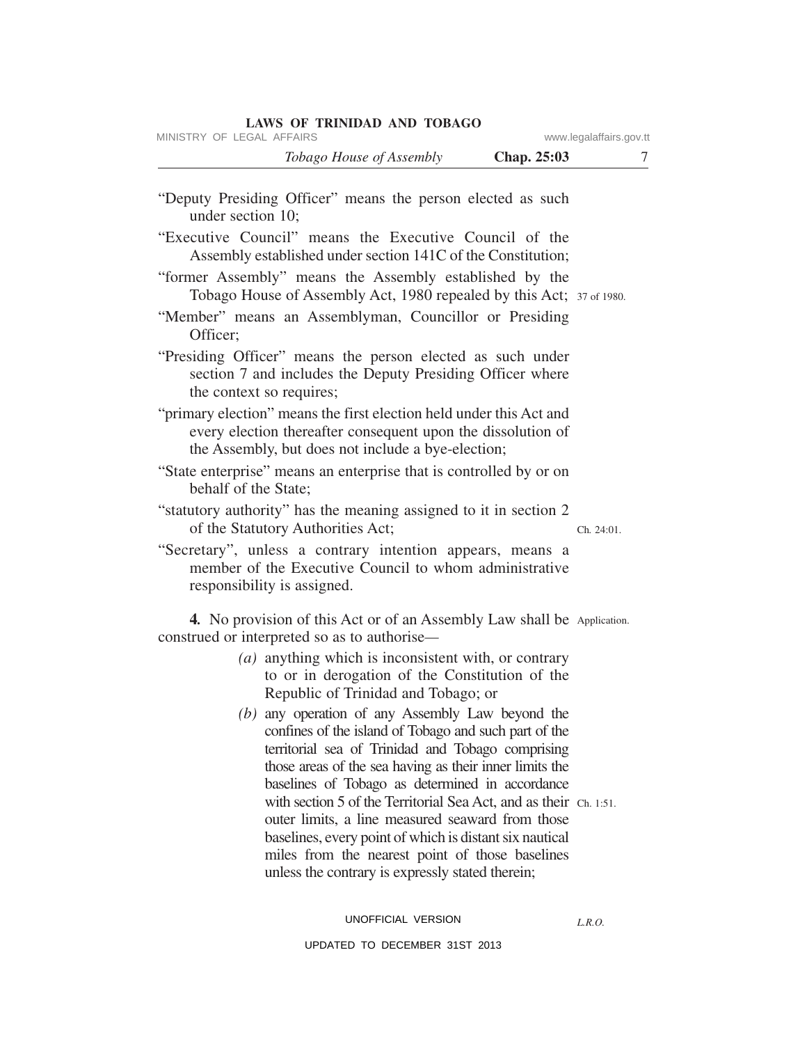"Deputy Presiding Officer" means the person elected as such under section 10;

"Executive Council" means the Executive Council of the Assembly established under section 141C of the Constitution;

"former Assembly" means the Assembly established by the Tobago House of Assembly Act, 1980 repealed by this Act; 37 of 1980.

"Member" means an Assemblyman, Councillor or Presiding Officer;

"Presiding Officer" means the person elected as such under section 7 and includes the Deputy Presiding Officer where the context so requires;

"primary election" means the first election held under this Act and every election thereafter consequent upon the dissolution of the Assembly, but does not include a bye-election;

"State enterprise" means an enterprise that is controlled by or on behalf of the State;

"statutory authority" has the meaning assigned to it in section 2 of the Statutory Authorities Act; Ch. 24:01.

"Secretary", unless a contrary intention appears, means a member of the Executive Council to whom administrative responsibility is assigned.

Application.

**4.** No provision of this Act or of an Assembly Law shall be construed or interpreted so as to authorise—

*(a)* anything which is inconsistent with, or contrary to or in derogation of the Constitution of the Republic of Trinidad and Tobago; or

*(b)* any operation of any Assembly Law beyond the confines of the island of Tobago and such part of the territorial sea of Trinidad and Tobago comprising those areas of the sea having as their inner limits the baselines of Tobago as determined in accordance with section 5 of the Territorial Sea Act, and as their outer limits, a line measured seaward from those baselines, every point of which is distant six nautical miles from the nearest point of those baselines unless the contrary is expressly stated therein; Ch. 1:51.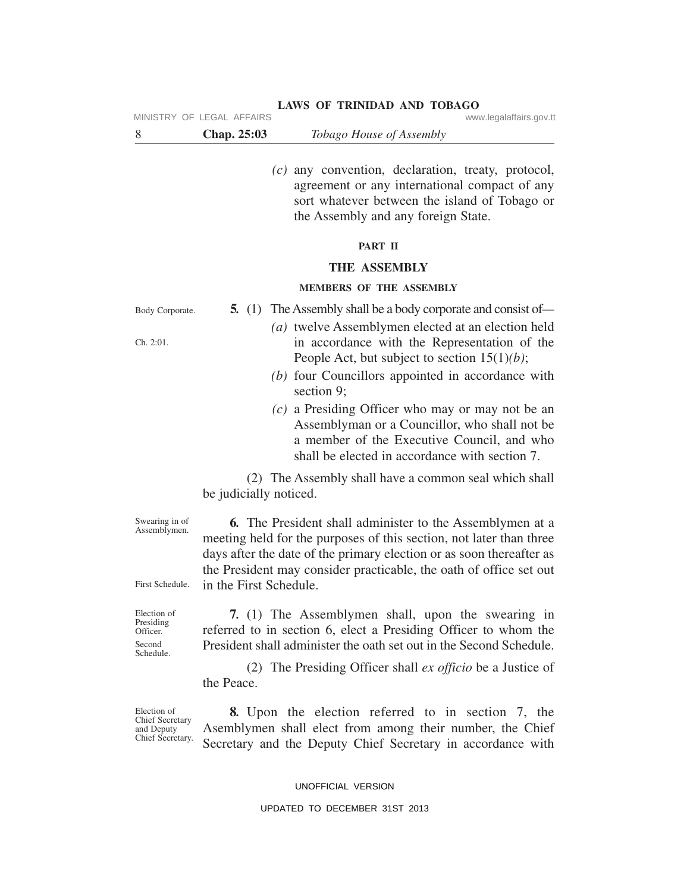(c) any convention, declaration, treaty, protocol, agreement or any international compact of any sort whatever between the island of Tobago or the Assembly and any foreign State.

## PART II

## THE ASSEMBLY

### MEMBERS OF THE ASSEMBLY

Body Corporate.

**5.** (1) The Assembly shall be a body corporate and consist of—

*(a)* twelve Assemblymen elected at an election held in accordance with the Representation of the People Act, but subject to section 15(1)*(b)*; (Ch. 2:01.)

*(b)* four Councillors appointed in accordance with section 9;

*(c)* a Presiding Officer who may or may not be an Assemblyman or a Councillor, who shall not be a member of the Executive Council, and who shall be elected in accordance with section 7.

(2) The Assembly shall have a common seal which shall be judicially noticed.

Swearing in of Assemblymen.

**6.** The President shall administer to the Assemblymen at a meeting held for the purposes of this section, not later than three days after the date of the primary election or as soon thereafter as the President may consider practicable, the oath of office set out in the First Schedule. (First Schedule.)

Election of Presiding Officer.

**7.** (1) The Assemblymen shall, upon the swearing in referred to in section 6, elect a Presiding Officer to whom the President shall administer the oath set out in the Second Schedule. (Second Schedule.)

(2) The Presiding Officer shall *ex officio* be a Justice of the Peace.

Election of Chief Secretary and Deputy Chief Secretary.

**8.** Upon the election referred to in section 7, the Asemblymen shall elect from among their number, the Chief Secretary and the Deputy Chief Secretary in accordance with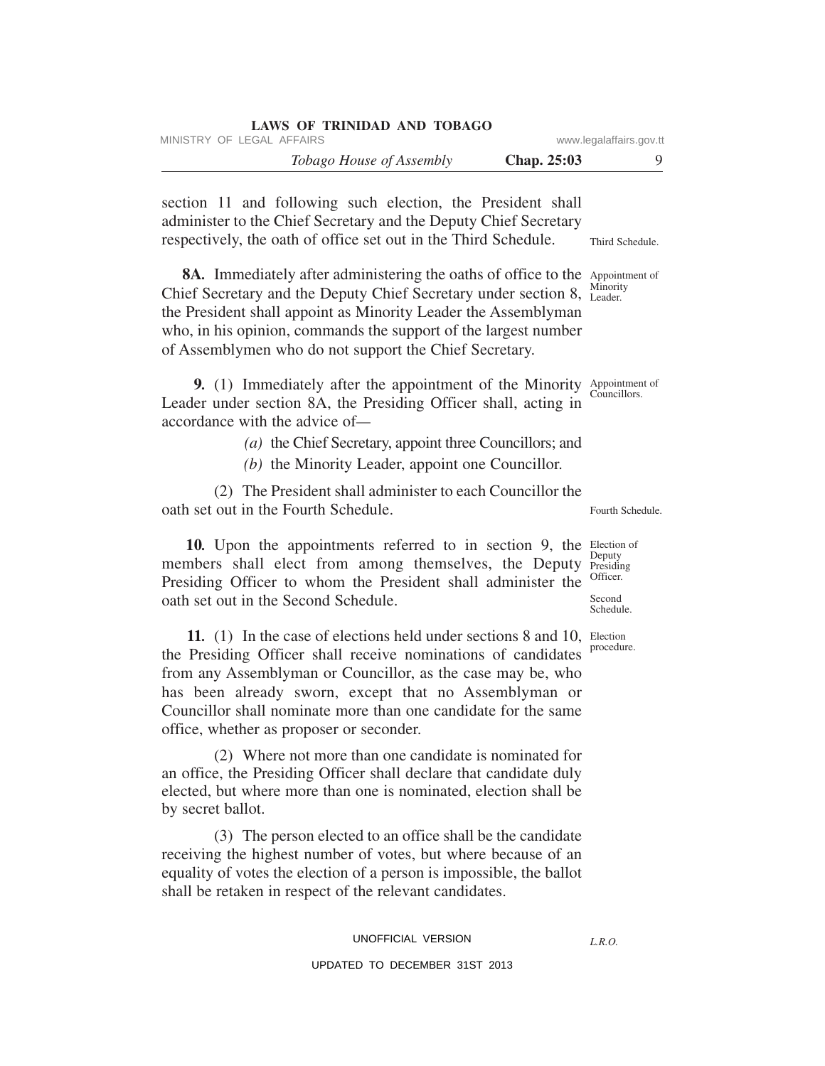section 11 and following such election, the President shall administer to the Chief Secretary and the Deputy Chief Secretary respectively, the oath of office set out in the Third Schedule.

Third Schedule.

Appointment of Minority Leader.

**8A.** Immediately after administering the oaths of office to the Chief Secretary and the Deputy Chief Secretary under section 8, the President shall appoint as Minority Leader the Assemblyman who, in his opinion, commands the support of the largest number of Assemblymen who do not support the Chief Secretary.

Appointment of Councillors.

**9.** (1) Immediately after the appointment of the Minority Leader under section 8A, the Presiding Officer shall, acting in accordance with the advice of—

*(a)* the Chief Secretary, appoint three Councillors; and

*(b)* the Minority Leader, appoint one Councillor.

(2) The President shall administer to each Councillor the oath set out in the Fourth Schedule.

Fourth Schedule.

Election of Deputy Presiding Officer.

**10.** Upon the appointments referred to in section 9, the members shall elect from among themselves, the Deputy Presiding Officer to whom the President shall administer the oath set out in the Second Schedule.

Second Schedule.

Election procedure.

**11.** (1) In the case of elections held under sections 8 and 10, the Presiding Officer shall receive nominations of candidates from any Assemblyman or Councillor, as the case may be, who has been already sworn, except that no Assemblyman or Councillor shall nominate more than one candidate for the same office, whether as proposer or seconder.

(2) Where not more than one candidate is nominated for an office, the Presiding Officer shall declare that candidate duly elected, but where more than one is nominated, election shall be by secret ballot.

(3) The person elected to an office shall be the candidate receiving the highest number of votes, but where because of an equality of votes the election of a person is impossible, the ballot shall be retaken in respect of the relevant candidates.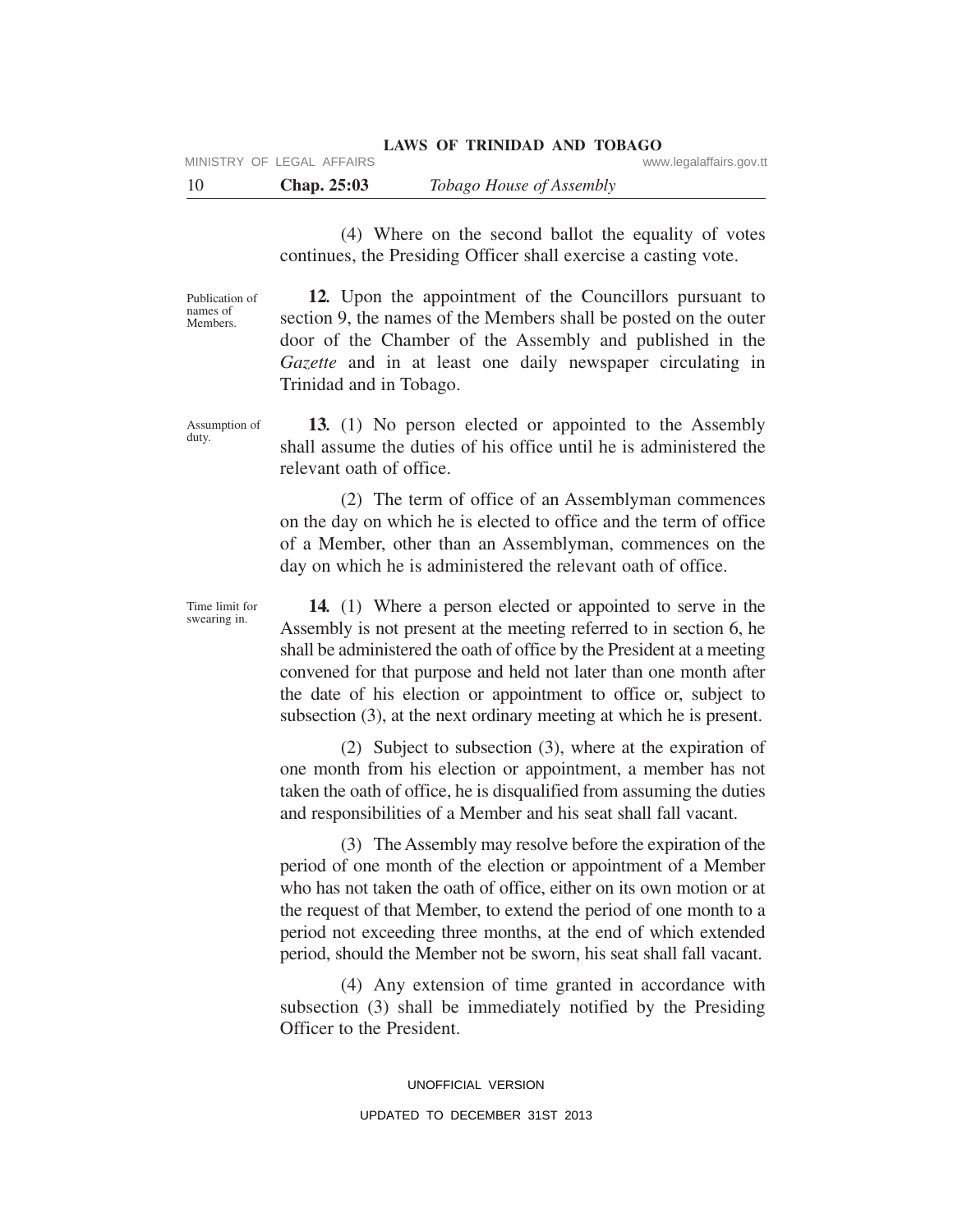(4) Where on the second ballot the equality of votes continues, the Presiding Officer shall exercise a casting vote.

Publication of names of Members.

**12.** Upon the appointment of the Councillors pursuant to section 9, the names of the Members shall be posted on the outer door of the Chamber of the Assembly and published in the *Gazette* and in at least one daily newspaper circulating in Trinidad and in Tobago.

Assumption of duty.

**13.** (1) No person elected or appointed to the Assembly shall assume the duties of his office until he is administered the relevant oath of office.

(2) The term of office of an Assemblyman commences on the day on which he is elected to office and the term of office of a Member, other than an Assemblyman, commences on the day on which he is administered the relevant oath of office.

Time limit for swearing in.

**14.** (1) Where a person elected or appointed to serve in the Assembly is not present at the meeting referred to in section 6, he shall be administered the oath of office by the President at a meeting convened for that purpose and held not later than one month after the date of his election or appointment to office or, subject to subsection (3), at the next ordinary meeting at which he is present.

(2) Subject to subsection (3), where at the expiration of one month from his election or appointment, a member has not taken the oath of office, he is disqualified from assuming the duties and responsibilities of a Member and his seat shall fall vacant.

(3) The Assembly may resolve before the expiration of the period of one month of the election or appointment of a Member who has not taken the oath of office, either on its own motion or at the request of that Member, to extend the period of one month to a period not exceeding three months, at the end of which extended period, should the Member not be sworn, his seat shall fall vacant.

(4) Any extension of time granted in accordance with subsection (3) shall be immediately notified by the Presiding Officer to the President.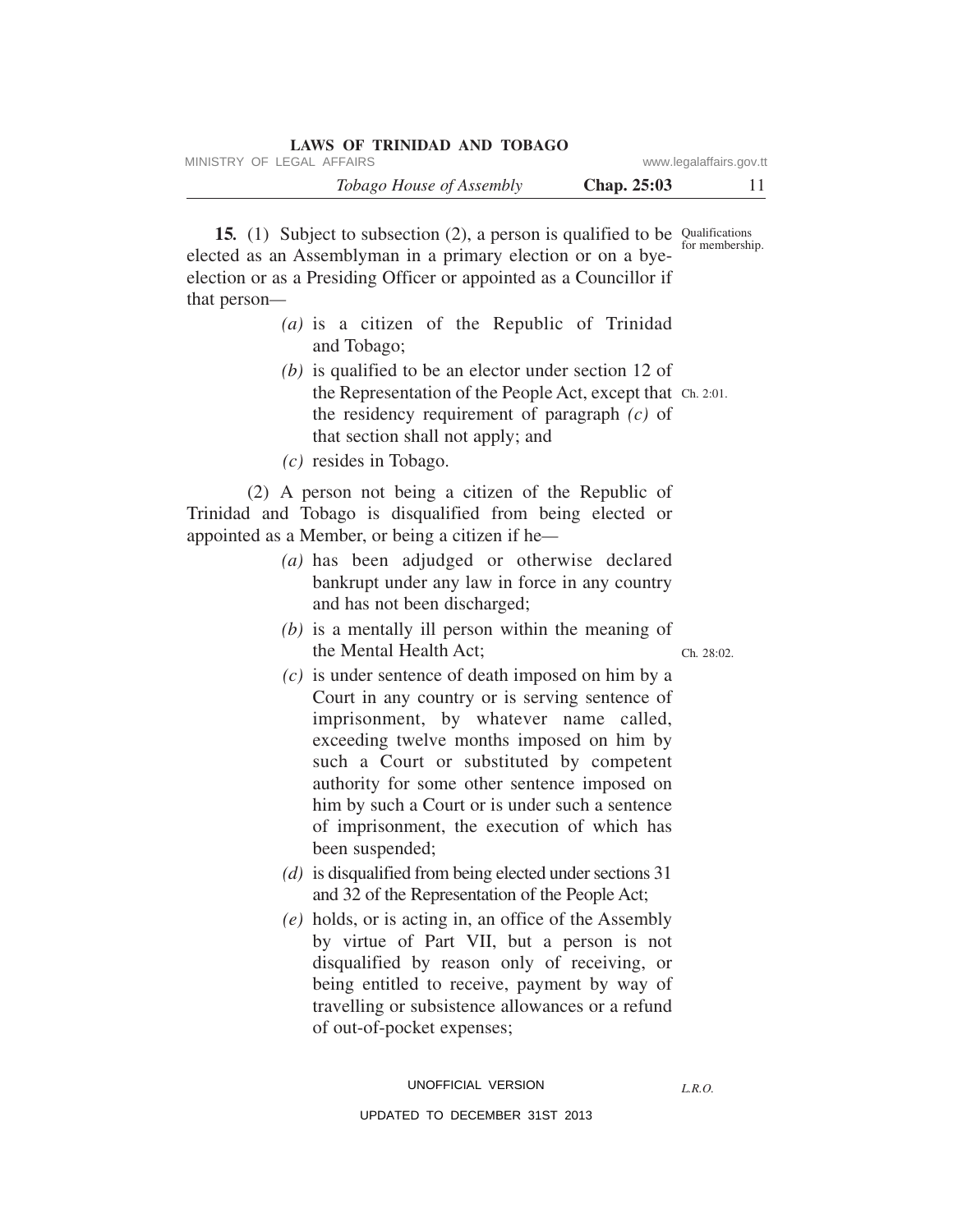**15.** (1) Subject to subsection (2), a person is qualified to be elected as an Assemblyman in a primary election or on a bye-election or as a Presiding Officer or appointed as a Councillor if that person—

Qualifications for membership.

*(a)* is a citizen of the Republic of Trinidad and Tobago;

*(b)* is qualified to be an elector under section 12 of the Representation of the People Act, except that the residency requirement of paragraph *(c)* of that section shall not apply; and

Ch. 2:01.

*(c)* resides in Tobago.

(2) A person not being a citizen of the Republic of Trinidad and Tobago is disqualified from being elected or appointed as a Member, or being a citizen if he—

*(a)* has been adjudged or otherwise declared bankrupt under any law in force in any country and has not been discharged;

*(b)* is a mentally ill person within the meaning of the Mental Health Act;

Ch. 28:02.

*(c)* is under sentence of death imposed on him by a Court in any country or is serving sentence of imprisonment, by whatever name called, exceeding twelve months imposed on him by such a Court or substituted by competent authority for some other sentence imposed on him by such a Court or is under such a sentence of imprisonment, the execution of which has been suspended;

*(d)* is disqualified from being elected under sections 31 and 32 of the Representation of the People Act;

*(e)* holds, or is acting in, an office of the Assembly by virtue of Part VII, but a person is not disqualified by reason only of receiving, or being entitled to receive, payment by way of travelling or subsistence allowances or a refund of out-of-pocket expenses;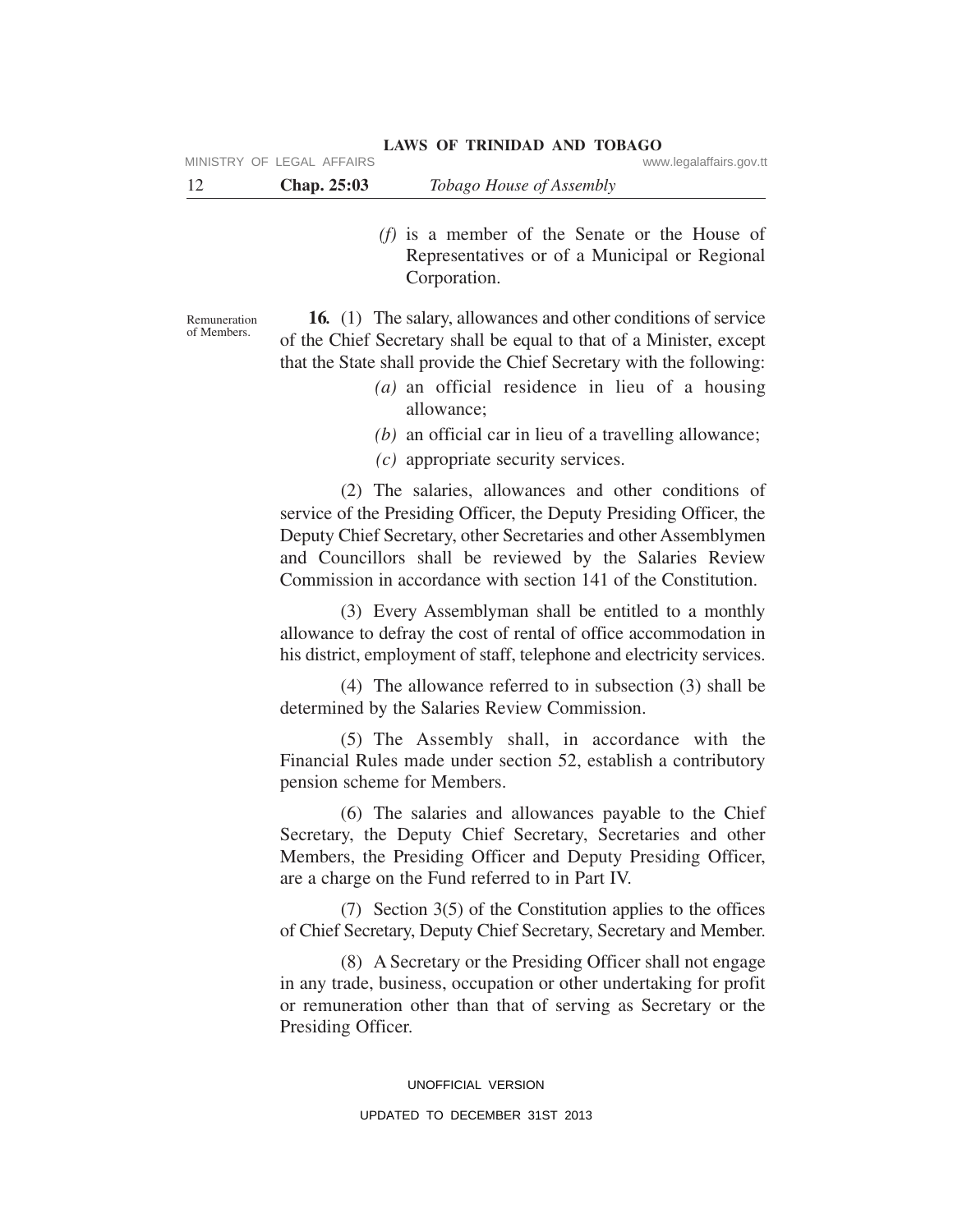*(f)* is a member of the Senate or the House of Representatives or of a Municipal or Regional Corporation.

Remuneration of Members.

**16.** (1) The salary, allowances and other conditions of service of the Chief Secretary shall be equal to that of a Minister, except that the State shall provide the Chief Secretary with the following:

*(a)* an official residence in lieu of a housing allowance;

*(b)* an official car in lieu of a travelling allowance;

*(c)* appropriate security services.

(2) The salaries, allowances and other conditions of service of the Presiding Officer, the Deputy Presiding Officer, the Deputy Chief Secretary, other Secretaries and other Assemblymen and Councillors shall be reviewed by the Salaries Review Commission in accordance with section 141 of the Constitution.

(3) Every Assemblyman shall be entitled to a monthly allowance to defray the cost of rental of office accommodation in his district, employment of staff, telephone and electricity services.

(4) The allowance referred to in subsection (3) shall be determined by the Salaries Review Commission.

(5) The Assembly shall, in accordance with the Financial Rules made under section 52, establish a contributory pension scheme for Members.

(6) The salaries and allowances payable to the Chief Secretary, the Deputy Chief Secretary, Secretaries and other Members, the Presiding Officer and Deputy Presiding Officer, are a charge on the Fund referred to in Part IV.

(7) Section 3(5) of the Constitution applies to the offices of Chief Secretary, Deputy Chief Secretary, Secretary and Member.

(8) A Secretary or the Presiding Officer shall not engage in any trade, business, occupation or other undertaking for profit or remuneration other than that of serving as Secretary or the Presiding Officer.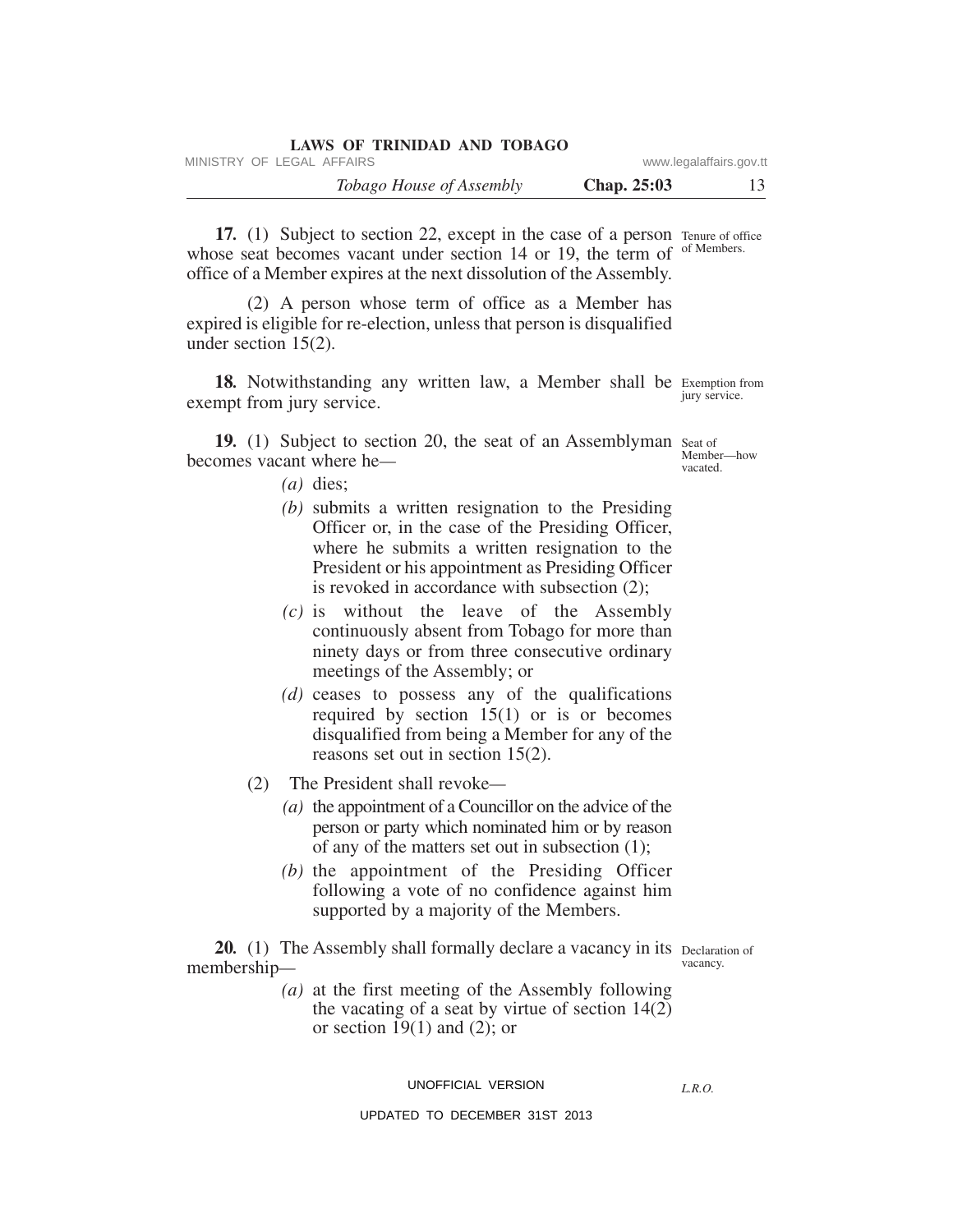**17.** (1) Subject to section 22, except in the case of a person whose seat becomes vacant under section 14 or 19, the term of office of a Member expires at the next dissolution of the Assembly.

Tenure of office of Members.

(2) A person whose term of office as a Member has expired is eligible for re-election, unless that person is disqualified under section 15(2).

**18.** Notwithstanding any written law, a Member shall be exempt from jury service.

Exemption from jury service.

**19.** (1) Subject to section 20, the seat of an Assemblyman becomes vacant where he—

Seat of Member—how vacated.

*(a)* dies;

*(b)* submits a written resignation to the Presiding Officer or, in the case of the Presiding Officer, where he submits a written resignation to the President or his appointment as Presiding Officer is revoked in accordance with subsection (2);

*(c)* is without the leave of the Assembly continuously absent from Tobago for more than ninety days or from three consecutive ordinary meetings of the Assembly; or

*(d)* ceases to possess any of the qualifications required by section 15(1) or is or becomes disqualified from being a Member for any of the reasons set out in section 15(2).

(2) The President shall revoke—

*(a)* the appointment of a Councillor on the advice of the person or party which nominated him or by reason of any of the matters set out in subsection (1);

*(b)* the appointment of the Presiding Officer following a vote of no confidence against him supported by a majority of the Members.

**20.** (1) The Assembly shall formally declare a vacancy in its membership—

Declaration of vacancy.

*(a)* at the first meeting of the Assembly following the vacating of a seat by virtue of section 14(2) or section 19(1) and (2); or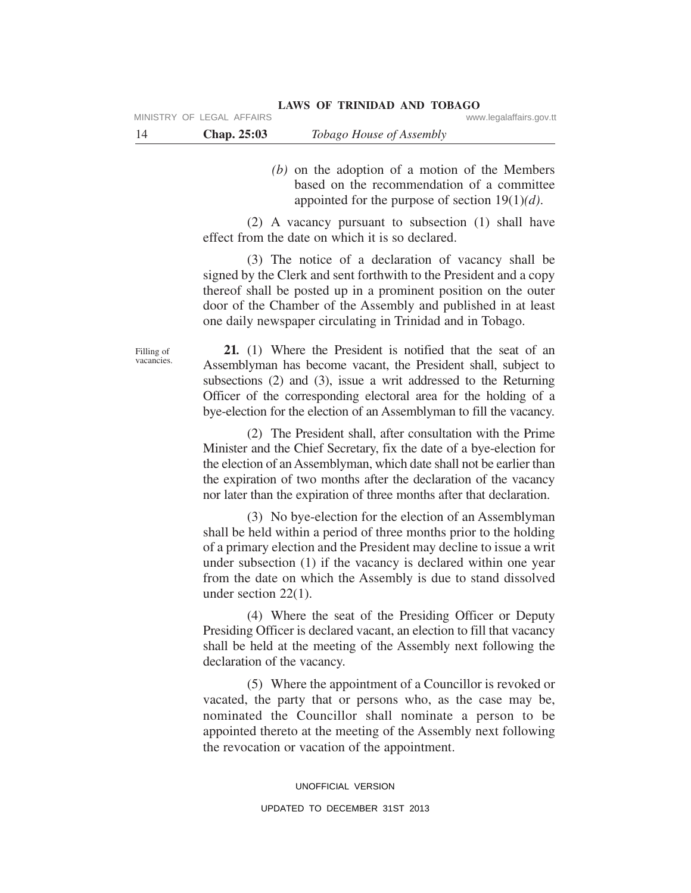*(b)* on the adoption of a motion of the Members based on the recommendation of a committee appointed for the purpose of section 19(1)*(d)*.

(2) A vacancy pursuant to subsection (1) shall have effect from the date on which it is so declared.

(3) The notice of a declaration of vacancy shall be signed by the Clerk and sent forthwith to the President and a copy thereof shall be posted up in a prominent position on the outer door of the Chamber of the Assembly and published in at least one daily newspaper circulating in Trinidad and in Tobago.

Filling of vacancies.

**21.** (1) Where the President is notified that the seat of an Assemblyman has become vacant, the President shall, subject to subsections (2) and (3), issue a writ addressed to the Returning Officer of the corresponding electoral area for the holding of a bye-election for the election of an Assemblyman to fill the vacancy.

(2) The President shall, after consultation with the Prime Minister and the Chief Secretary, fix the date of a bye-election for the election of an Assemblyman, which date shall not be earlier than the expiration of two months after the declaration of the vacancy nor later than the expiration of three months after that declaration.

(3) No bye-election for the election of an Assemblyman shall be held within a period of three months prior to the holding of a primary election and the President may decline to issue a writ under subsection (1) if the vacancy is declared within one year from the date on which the Assembly is due to stand dissolved under section 22(1).

(4) Where the seat of the Presiding Officer or Deputy Presiding Officer is declared vacant, an election to fill that vacancy shall be held at the meeting of the Assembly next following the declaration of the vacancy.

(5) Where the appointment of a Councillor is revoked or vacated, the party that or persons who, as the case may be, nominated the Councillor shall nominate a person to be appointed thereto at the meeting of the Assembly next following the revocation or vacation of the appointment.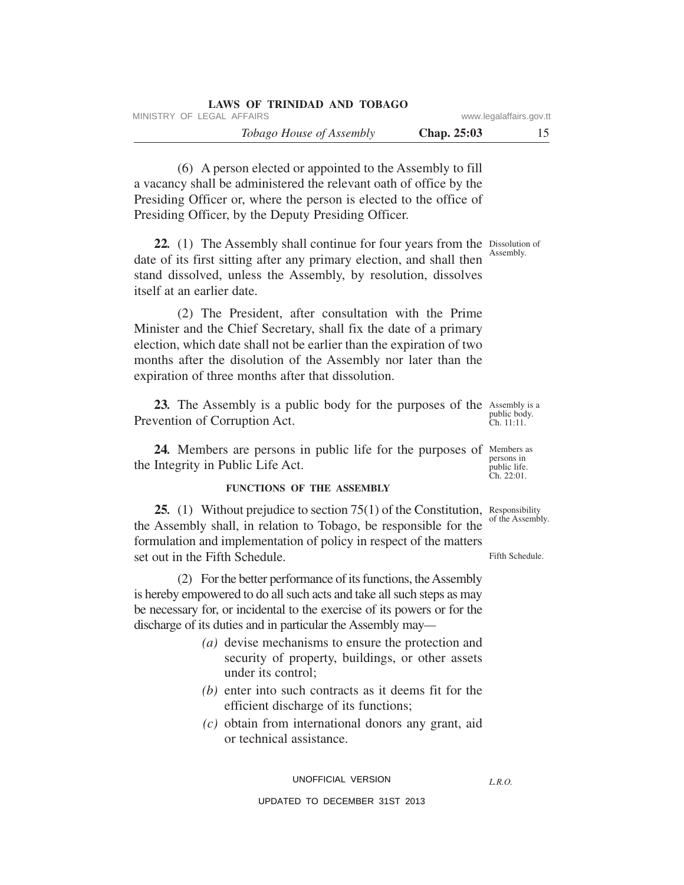(6) A person elected or appointed to the Assembly to fill a vacancy shall be administered the relevant oath of office by the Presiding Officer or, where the person is elected to the office of Presiding Officer, by the Deputy Presiding Officer.

Dissolution of Assembly.

**22.** (1) The Assembly shall continue for four years from the date of its first sitting after any primary election, and shall then stand dissolved, unless the Assembly, by resolution, dissolves itself at an earlier date.

(2) The President, after consultation with the Prime Minister and the Chief Secretary, shall fix the date of a primary election, which date shall not be earlier than the expiration of two months after the disolution of the Assembly nor later than the expiration of three months after that dissolution.

Assembly is a public body. Ch. 11:11.

**23.** The Assembly is a public body for the purposes of the Prevention of Corruption Act.

Members as persons in public life. Ch. 22:01.

**24.** Members are persons in public life for the purposes of the Integrity in Public Life Act.

## FUNCTIONS OF THE ASSEMBLY

Responsibility of the Assembly.

**25.** (1) Without prejudice to section 75(1) of the Constitution, the Assembly shall, in relation to Tobago, be responsible for the formulation and implementation of policy in respect of the matters set out in the Fifth Schedule.

Fifth Schedule.

(2) For the better performance of its functions, the Assembly is hereby empowered to do all such acts and take all such steps as may be necessary for, or incidental to the exercise of its powers or for the discharge of its duties and in particular the Assembly may—

*(a)* devise mechanisms to ensure the protection and security of property, buildings, or other assets under its control;

*(b)* enter into such contracts as it deems fit for the efficient discharge of its functions;

*(c)* obtain from international donors any grant, aid or technical assistance.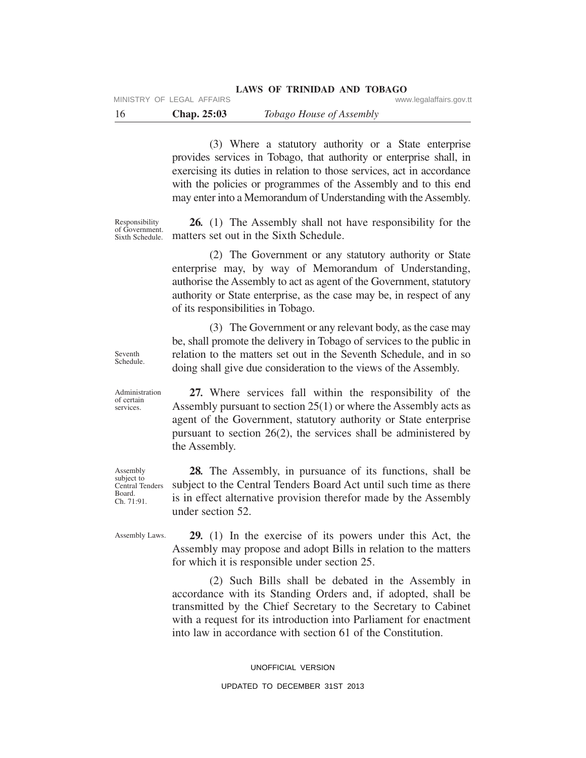(3) Where a statutory authority or a State enterprise provides services in Tobago, that authority or enterprise shall, in exercising its duties in relation to those services, act in accordance with the policies or programmes of the Assembly and to this end may enter into a Memorandum of Understanding with the Assembly.

Responsibility of Government. Sixth Schedule.

**26.** (1) The Assembly shall not have responsibility for the matters set out in the Sixth Schedule.

(2) The Government or any statutory authority or State enterprise may, by way of Memorandum of Understanding, authorise the Assembly to act as agent of the Government, statutory authority or State enterprise, as the case may be, in respect of any of its responsibilities in Tobago.

Seventh Schedule.

(3) The Government or any relevant body, as the case may be, shall promote the delivery in Tobago of services to the public in relation to the matters set out in the Seventh Schedule, and in so doing shall give due consideration to the views of the Assembly.

Administration of certain services.

**27.** Where services fall within the responsibility of the Assembly pursuant to section 25(1) or where the Assembly acts as agent of the Government, statutory authority or State enterprise pursuant to section 26(2), the services shall be administered by the Assembly.

Assembly subject to Central Tenders Board. Ch. 71:91.

**28.** The Assembly, in pursuance of its functions, shall be subject to the Central Tenders Board Act until such time as there is in effect alternative provision therefor made by the Assembly under section 52.

Assembly Laws.

**29.** (1) In the exercise of its powers under this Act, the Assembly may propose and adopt Bills in relation to the matters for which it is responsible under section 25.

(2) Such Bills shall be debated in the Assembly in accordance with its Standing Orders and, if adopted, shall be transmitted by the Chief Secretary to the Secretary to Cabinet with a request for its introduction into Parliament for enactment into law in accordance with section 61 of the Constitution.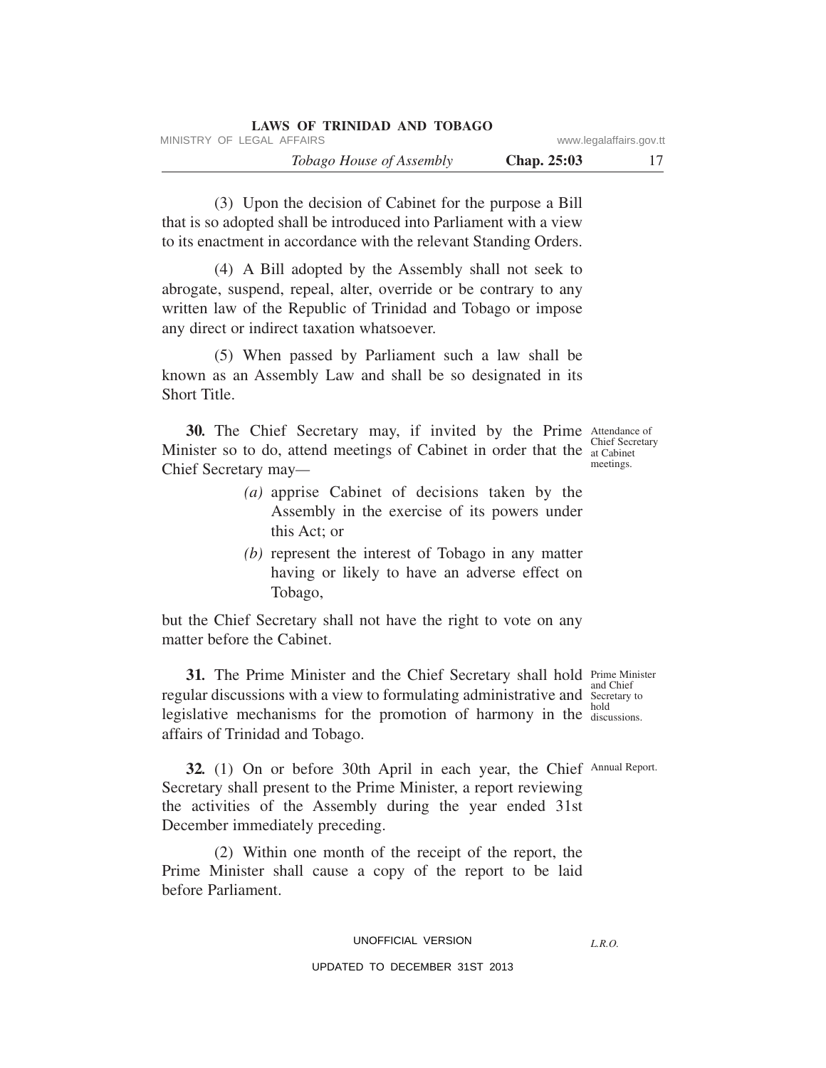(3) Upon the decision of Cabinet for the purpose a Bill that is so adopted shall be introduced into Parliament with a view to its enactment in accordance with the relevant Standing Orders.

(4) A Bill adopted by the Assembly shall not seek to abrogate, suspend, repeal, alter, override or be contrary to any written law of the Republic of Trinidad and Tobago or impose any direct or indirect taxation whatsoever.

(5) When passed by Parliament such a law shall be known as an Assembly Law and shall be so designated in its Short Title.

Attendance of Chief Secretary at Cabinet meetings.

**30.** The Chief Secretary may, if invited by the Prime Minister so to do, attend meetings of Cabinet in order that the Chief Secretary may—

*(a)* apprise Cabinet of decisions taken by the Assembly in the exercise of its powers under this Act; or

*(b)* represent the interest of Tobago in any matter having or likely to have an adverse effect on Tobago,

but the Chief Secretary shall not have the right to vote on any matter before the Cabinet.

Prime Minister and Chief Secretary to hold discussions.

**31.** The Prime Minister and the Chief Secretary shall hold regular discussions with a view to formulating administrative and legislative mechanisms for the promotion of harmony in the affairs of Trinidad and Tobago.

Annual Report.

**32.** (1) On or before 30th April in each year, the Chief Secretary shall present to the Prime Minister, a report reviewing the activities of the Assembly during the year ended 31st December immediately preceding.

(2) Within one month of the receipt of the report, the Prime Minister shall cause a copy of the report to be laid before Parliament.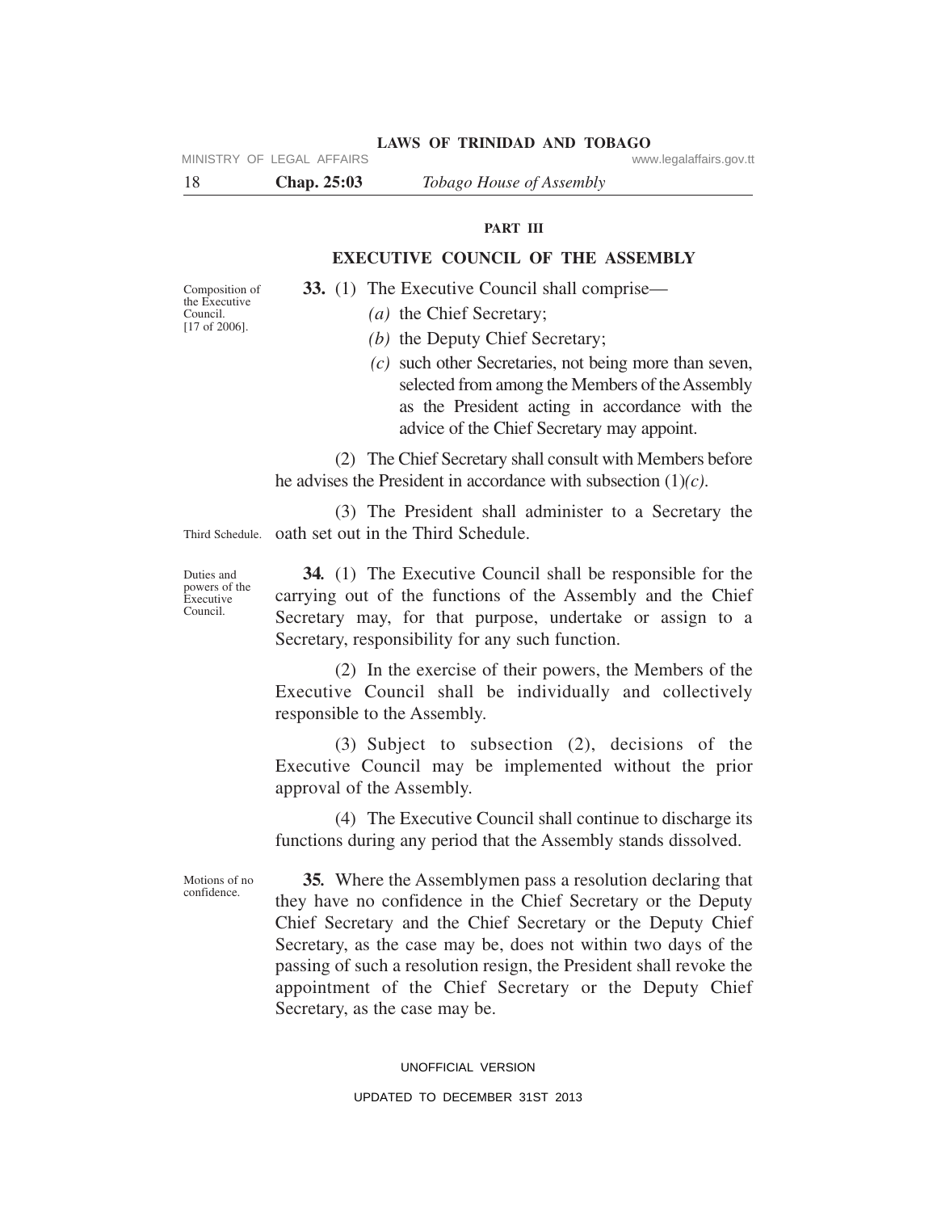## PART III

## EXECUTIVE COUNCIL OF THE ASSEMBLY

Composition of the Executive Council. [17 of 2006].

**33.** (1) The Executive Council shall comprise—

*(a)* the Chief Secretary;

*(b)* the Deputy Chief Secretary;

*(c)* such other Secretaries, not being more than seven, selected from among the Members of the Assembly as the President acting in accordance with the advice of the Chief Secretary may appoint.

(2) The Chief Secretary shall consult with Members before he advises the President in accordance with subsection (1)*(c)*.

Third Schedule.

(3) The President shall administer to a Secretary the oath set out in the Third Schedule.

Duties and powers of the Executive Council.

**34.** (1) The Executive Council shall be responsible for the carrying out of the functions of the Assembly and the Chief Secretary may, for that purpose, undertake or assign to a Secretary, responsibility for any such function.

(2) In the exercise of their powers, the Members of the Executive Council shall be individually and collectively responsible to the Assembly.

(3) Subject to subsection (2), decisions of the Executive Council may be implemented without the prior approval of the Assembly.

(4) The Executive Council shall continue to discharge its functions during any period that the Assembly stands dissolved.

Motions of no confidence.

**35.** Where the Assemblymen pass a resolution declaring that they have no confidence in the Chief Secretary or the Deputy Chief Secretary and the Chief Secretary or the Deputy Chief Secretary, as the case may be, does not within two days of the passing of such a resolution resign, the President shall revoke the appointment of the Chief Secretary or the Deputy Chief Secretary, as the case may be.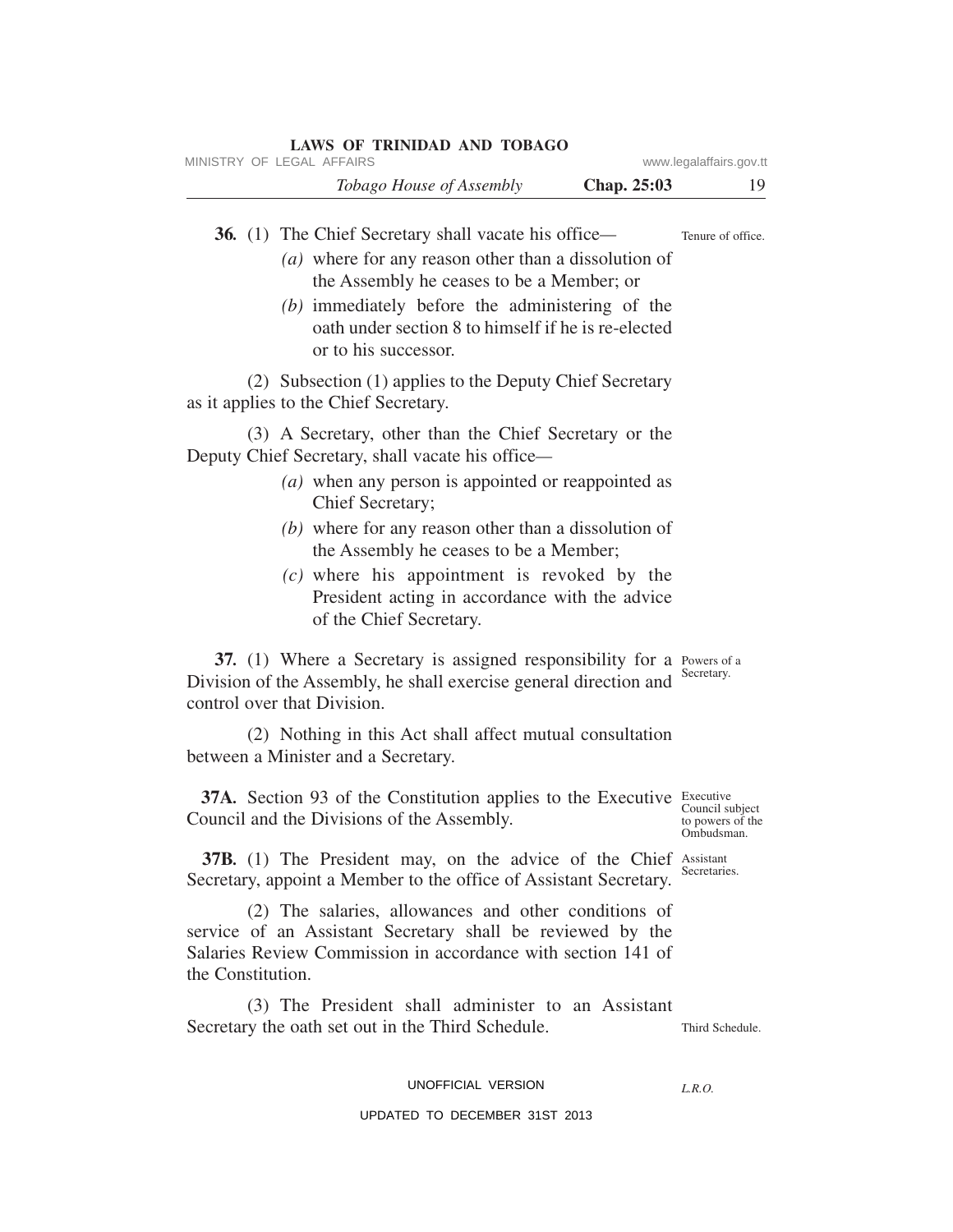**36.** (1) The Chief Secretary shall vacate his office—

Tenure of office.

*(a)* where for any reason other than a dissolution of the Assembly he ceases to be a Member; or

*(b)* immediately before the administering of the oath under section 8 to himself if he is re-elected or to his successor.

(2) Subsection (1) applies to the Deputy Chief Secretary as it applies to the Chief Secretary.

(3) A Secretary, other than the Chief Secretary or the Deputy Chief Secretary, shall vacate his office—

*(a)* when any person is appointed or reappointed as Chief Secretary;

*(b)* where for any reason other than a dissolution of the Assembly he ceases to be a Member;

*(c)* where his appointment is revoked by the President acting in accordance with the advice of the Chief Secretary.

**37.** (1) Where a Secretary is assigned responsibility for a Division of the Assembly, he shall exercise general direction and control over that Division.

Powers of a Secretary.

(2) Nothing in this Act shall affect mutual consultation between a Minister and a Secretary.

**37A.** Section 93 of the Constitution applies to the Executive Council and the Divisions of the Assembly.

Executive Council subject to powers of the Ombudsman.

**37B.** (1) The President may, on the advice of the Chief Secretary, appoint a Member to the office of Assistant Secretary.

Assistant Secretaries.

(2) The salaries, allowances and other conditions of service of an Assistant Secretary shall be reviewed by the Salaries Review Commission in accordance with section 141 of the Constitution.

(3) The President shall administer to an Assistant Secretary the oath set out in the Third Schedule.

Third Schedule.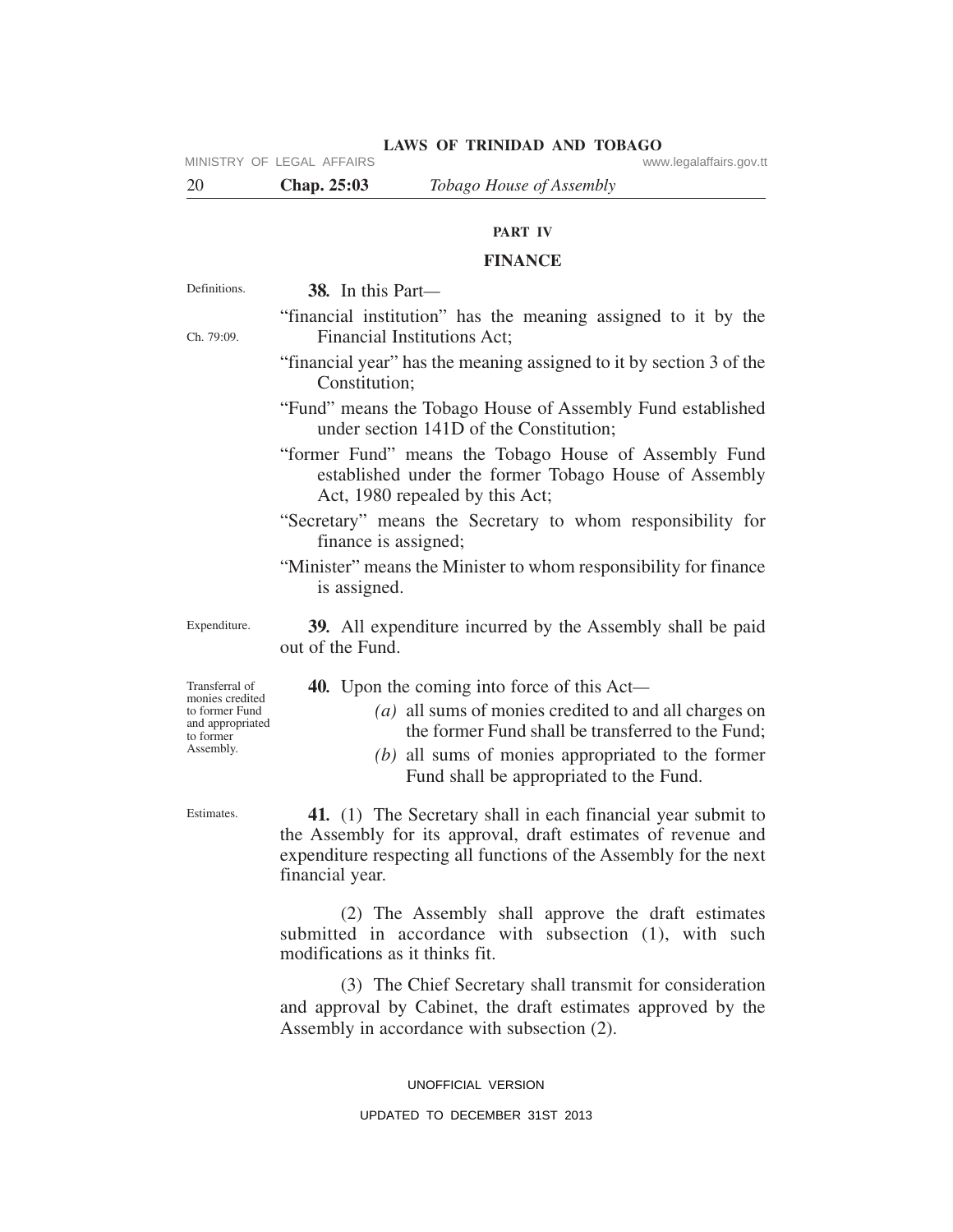## PART IV

## FINANCE

Definitions.

**38.** In this Part—

"financial institution" has the meaning assigned to it by the Financial Institutions Act;

Ch. 79:09.

"financial year" has the meaning assigned to it by section 3 of the Constitution;

"Fund" means the Tobago House of Assembly Fund established under section 141D of the Constitution;

"former Fund" means the Tobago House of Assembly Fund established under the former Tobago House of Assembly Act, 1980 repealed by this Act;

"Secretary" means the Secretary to whom responsibility for finance is assigned;

"Minister" means the Minister to whom responsibility for finance is assigned.

Expenditure.

**39.** All expenditure incurred by the Assembly shall be paid out of the Fund.

Transferral of monies credited to former Fund and appropriated to former Assembly.

**40.** Upon the coming into force of this Act—

*(a)* all sums of monies credited to and all charges on the former Fund shall be transferred to the Fund;

*(b)* all sums of monies appropriated to the former Fund shall be appropriated to the Fund.

Estimates.

**41.** (1) The Secretary shall in each financial year submit to the Assembly for its approval, draft estimates of revenue and expenditure respecting all functions of the Assembly for the next financial year.

(2) The Assembly shall approve the draft estimates submitted in accordance with subsection (1), with such modifications as it thinks fit.

(3) The Chief Secretary shall transmit for consideration and approval by Cabinet, the draft estimates approved by the Assembly in accordance with subsection (2).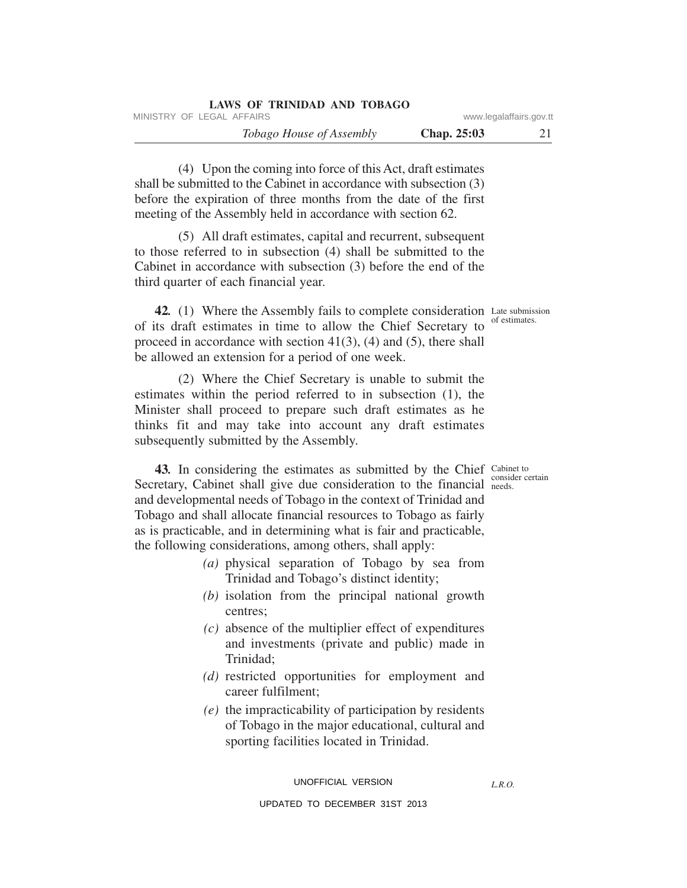(4) Upon the coming into force of this Act, draft estimates shall be submitted to the Cabinet in accordance with subsection (3) before the expiration of three months from the date of the first meeting of the Assembly held in accordance with section 62.

(5) All draft estimates, capital and recurrent, subsequent to those referred to in subsection (4) shall be submitted to the Cabinet in accordance with subsection (3) before the end of the third quarter of each financial year.

Late submission of estimates.

**42.** (1) Where the Assembly fails to complete consideration of its draft estimates in time to allow the Chief Secretary to proceed in accordance with section 41(3), (4) and (5), there shall be allowed an extension for a period of one week.

(2) Where the Chief Secretary is unable to submit the estimates within the period referred to in subsection (1), the Minister shall proceed to prepare such draft estimates as he thinks fit and may take into account any draft estimates subsequently submitted by the Assembly.

Cabinet to consider certain needs.

**43.** In considering the estimates as submitted by the Chief Secretary, Cabinet shall give due consideration to the financial and developmental needs of Tobago in the context of Trinidad and Tobago and shall allocate financial resources to Tobago as fairly as is practicable, and in determining what is fair and practicable, the following considerations, among others, shall apply:

*(a)* physical separation of Tobago by sea from Trinidad and Tobago's distinct identity;

*(b)* isolation from the principal national growth centres;

*(c)* absence of the multiplier effect of expenditures and investments (private and public) made in Trinidad;

*(d)* restricted opportunities for employment and career fulfilment;

*(e)* the impracticability of participation by residents of Tobago in the major educational, cultural and sporting facilities located in Trinidad.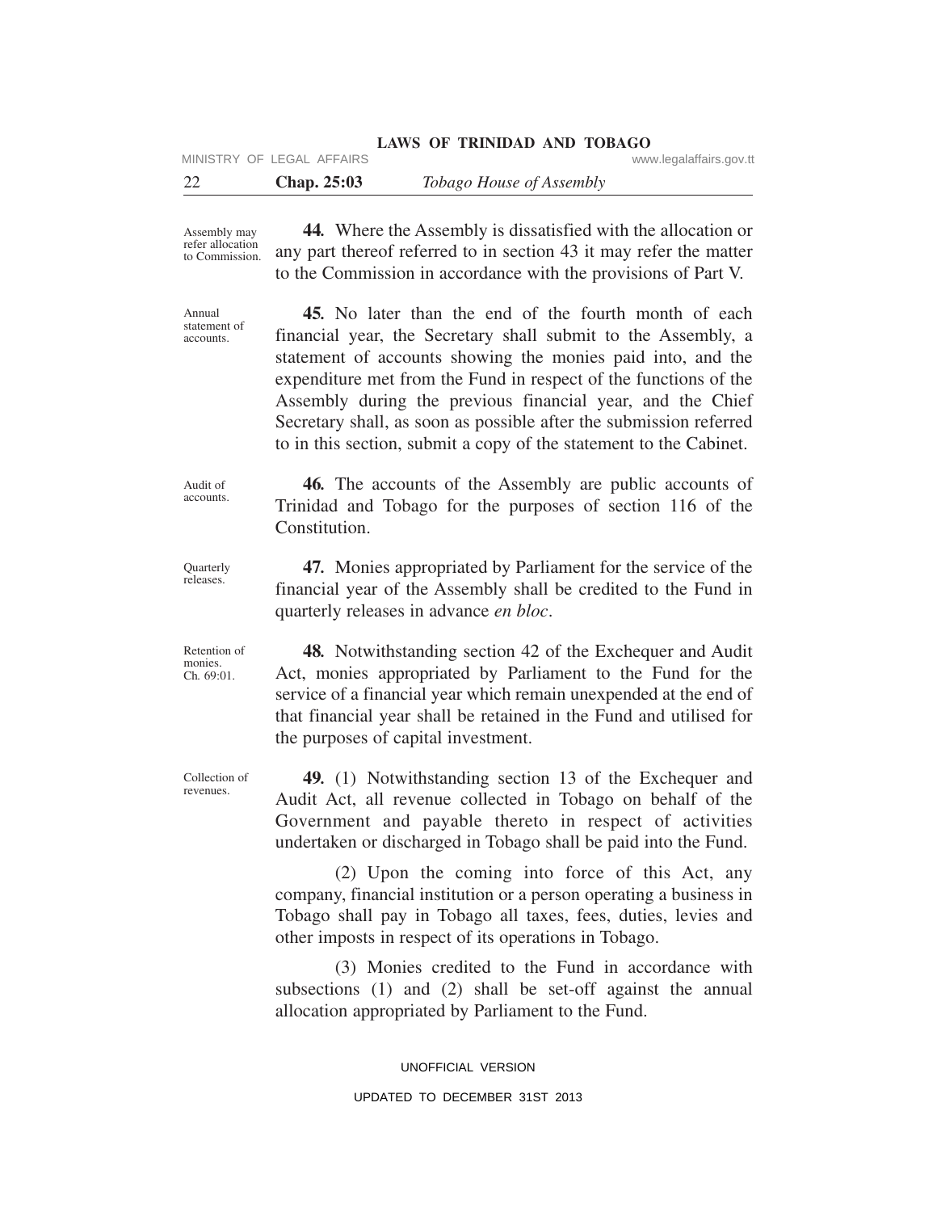Assembly may refer allocation to Commission.

**44.** Where the Assembly is dissatisfied with the allocation or any part thereof referred to in section 43 it may refer the matter to the Commission in accordance with the provisions of Part V.

Annual statement of accounts.

**45.** No later than the end of the fourth month of each financial year, the Secretary shall submit to the Assembly, a statement of accounts showing the monies paid into, and the expenditure met from the Fund in respect of the functions of the Assembly during the previous financial year, and the Chief Secretary shall, as soon as possible after the submission referred to in this section, submit a copy of the statement to the Cabinet.

Audit of accounts.

**46.** The accounts of the Assembly are public accounts of Trinidad and Tobago for the purposes of section 116 of the Constitution.

Quarterly releases.

**47.** Monies appropriated by Parliament for the service of the financial year of the Assembly shall be credited to the Fund in quarterly releases in advance *en bloc*.

Retention of monies. Ch. 69:01.

**48.** Notwithstanding section 42 of the Exchequer and Audit Act, monies appropriated by Parliament to the Fund for the service of a financial year which remain unexpended at the end of that financial year shall be retained in the Fund and utilised for the purposes of capital investment.

Collection of revenues.

**49.** (1) Notwithstanding section 13 of the Exchequer and Audit Act, all revenue collected in Tobago on behalf of the Government and payable thereto in respect of activities undertaken or discharged in Tobago shall be paid into the Fund.

(2) Upon the coming into force of this Act, any company, financial institution or a person operating a business in Tobago shall pay in Tobago all taxes, fees, duties, levies and other imposts in respect of its operations in Tobago.

(3) Monies credited to the Fund in accordance with subsections (1) and (2) shall be set-off against the annual allocation appropriated by Parliament to the Fund.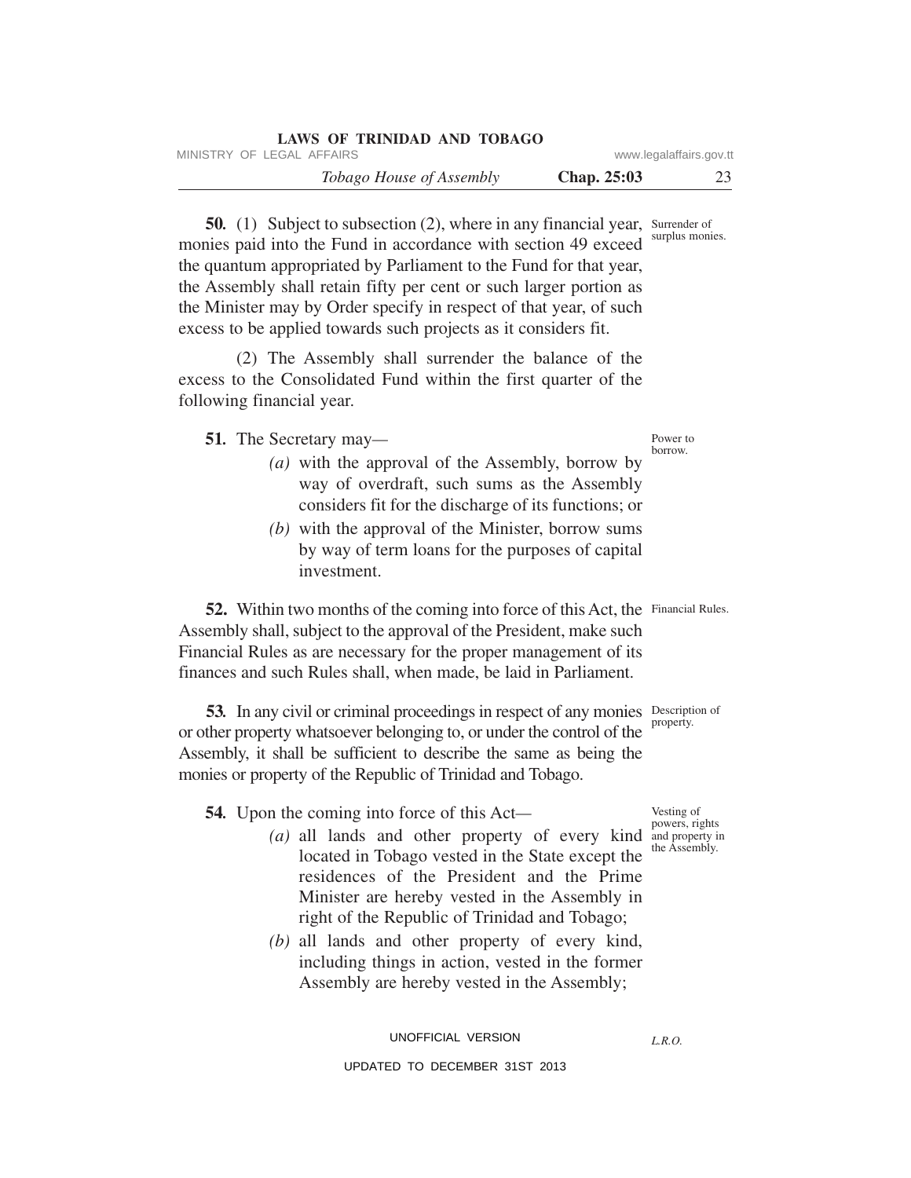**50.** (1) Subject to subsection (2), where in any financial year, monies paid into the Fund in accordance with section 49 exceed the quantum appropriated by Parliament to the Fund for that year, the Assembly shall retain fifty per cent or such larger portion as the Minister may by Order specify in respect of that year, of such excess to be applied towards such projects as it considers fit.

Surrender of surplus monies.

(2) The Assembly shall surrender the balance of the excess to the Consolidated Fund within the first quarter of the following financial year.

**51.** The Secretary may—

Power to borrow.

*(a)* with the approval of the Assembly, borrow by way of overdraft, such sums as the Assembly considers fit for the discharge of its functions; or

*(b)* with the approval of the Minister, borrow sums by way of term loans for the purposes of capital investment.

**52.** Within two months of the coming into force of this Act, the Assembly shall, subject to the approval of the President, make such Financial Rules as are necessary for the proper management of its finances and such Rules shall, when made, be laid in Parliament.

Financial Rules.

**53.** In any civil or criminal proceedings in respect of any monies or other property whatsoever belonging to, or under the control of the Assembly, it shall be sufficient to describe the same as being the monies or property of the Republic of Trinidad and Tobago.

Description of property.

**54.** Upon the coming into force of this Act—

Vesting of powers, rights and property in the Assembly.

*(a)* all lands and other property of every kind located in Tobago vested in the State except the residences of the President and the Prime Minister are hereby vested in the Assembly in right of the Republic of Trinidad and Tobago;

*(b)* all lands and other property of every kind, including things in action, vested in the former Assembly are hereby vested in the Assembly;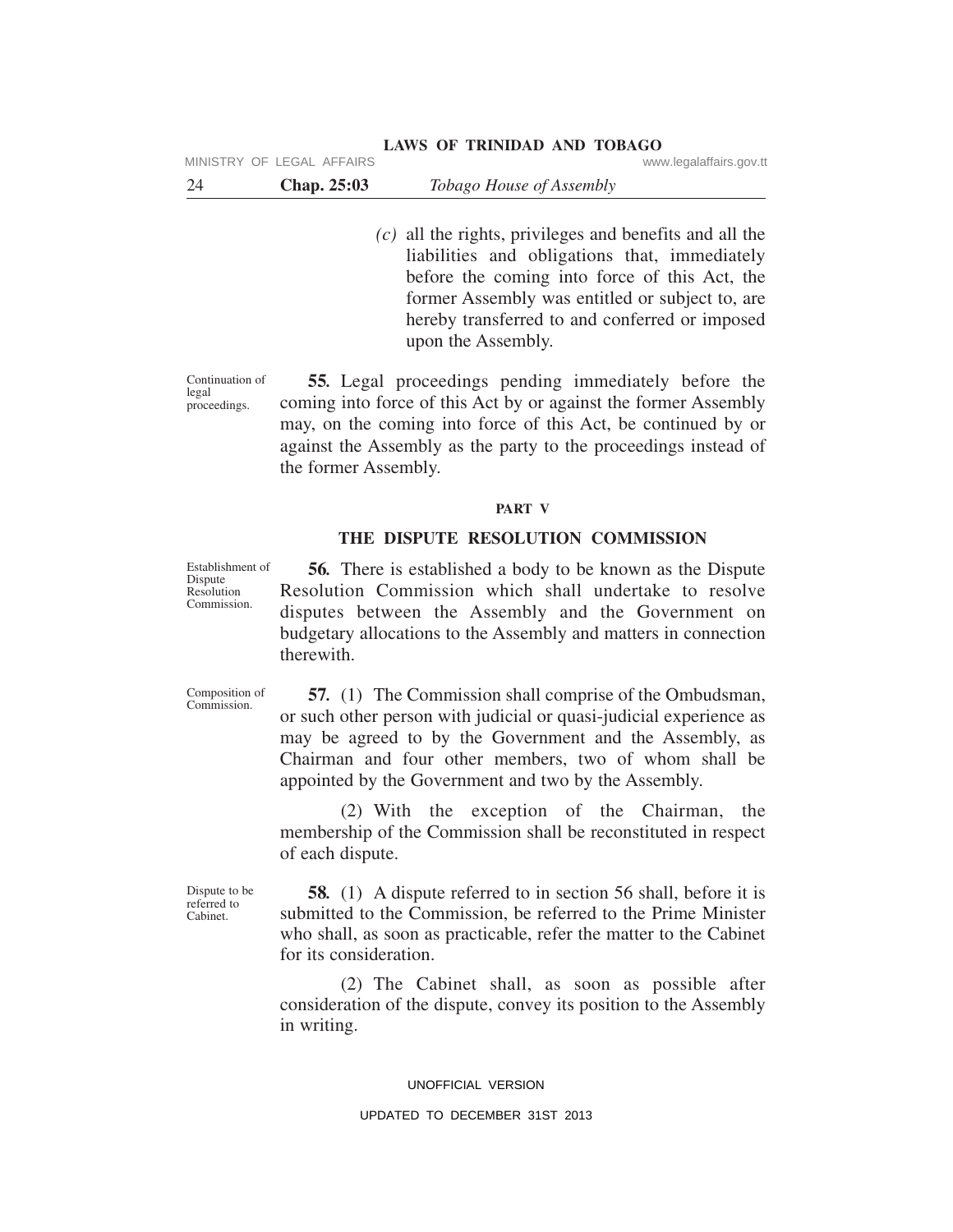*(c)* all the rights, privileges and benefits and all the liabilities and obligations that, immediately before the coming into force of this Act, the former Assembly was entitled or subject to, are hereby transferred to and conferred or imposed upon the Assembly.

Continuation of legal proceedings.

**55.** Legal proceedings pending immediately before the coming into force of this Act by or against the former Assembly may, on the coming into force of this Act, be continued by or against the Assembly as the party to the proceedings instead of the former Assembly.

## PART V

## THE DISPUTE RESOLUTION COMMISSION

Establishment of Dispute Resolution Commission.

**56.** There is established a body to be known as the Dispute Resolution Commission which shall undertake to resolve disputes between the Assembly and the Government on budgetary allocations to the Assembly and matters in connection therewith.

Composition of Commission.

**57.** (1) The Commission shall comprise of the Ombudsman, or such other person with judicial or quasi-judicial experience as may be agreed to by the Government and the Assembly, as Chairman and four other members, two of whom shall be appointed by the Government and two by the Assembly.

(2) With the exception of the Chairman, the membership of the Commission shall be reconstituted in respect of each dispute.

Dispute to be referred to Cabinet.

**58.** (1) A dispute referred to in section 56 shall, before it is submitted to the Commission, be referred to the Prime Minister who shall, as soon as practicable, refer the matter to the Cabinet for its consideration.

(2) The Cabinet shall, as soon as possible after consideration of the dispute, convey its position to the Assembly in writing.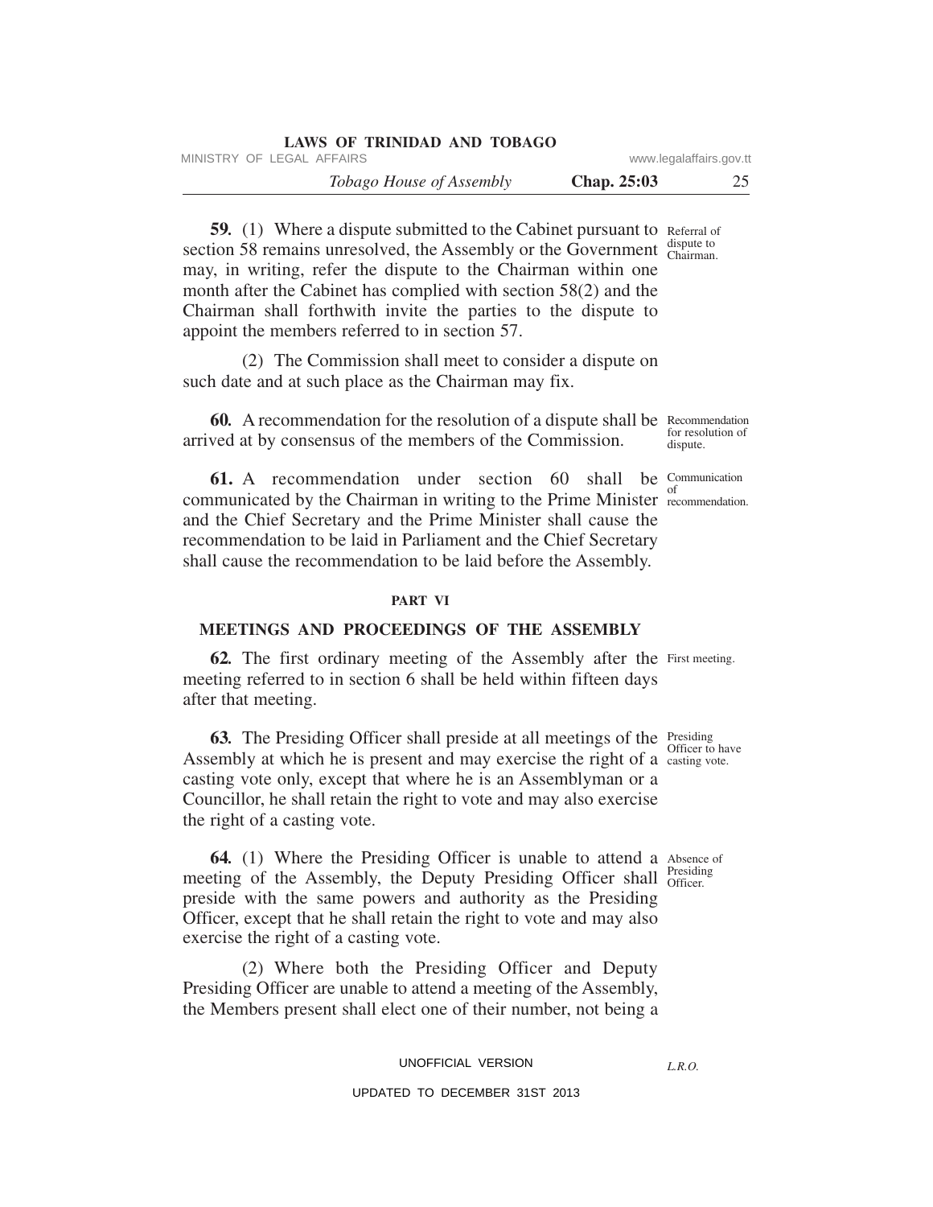**59.** (1) Where a dispute submitted to the Cabinet pursuant to section 58 remains unresolved, the Assembly or the Government may, in writing, refer the dispute to the Chairman within one month after the Cabinet has complied with section 58(2) and the Chairman shall forthwith invite the parties to the dispute to appoint the members referred to in section 57.

Referral of dispute to Chairman.

(2) The Commission shall meet to consider a dispute on such date and at such place as the Chairman may fix.

**60.** A recommendation for the resolution of a dispute shall be arrived at by consensus of the members of the Commission.

Recommendation for resolution of dispute.

**61.** A recommendation under section 60 shall be communicated by the Chairman in writing to the Prime Minister and the Chief Secretary and the Prime Minister shall cause the recommendation to be laid in Parliament and the Chief Secretary shall cause the recommendation to be laid before the Assembly.

Communication of recommendation.

## PART VI

## MEETINGS AND PROCEEDINGS OF THE ASSEMBLY

**62.** The first ordinary meeting of the Assembly after the meeting referred to in section 6 shall be held within fifteen days after that meeting.

First meeting.

**63.** The Presiding Officer shall preside at all meetings of the Assembly at which he is present and may exercise the right of a casting vote only, except that where he is an Assemblyman or a Councillor, he shall retain the right to vote and may also exercise the right of a casting vote.

Presiding Officer to have casting vote.

**64.** (1) Where the Presiding Officer is unable to attend a meeting of the Assembly, the Deputy Presiding Officer shall preside with the same powers and authority as the Presiding Officer, except that he shall retain the right to vote and may also exercise the right of a casting vote.

Absence of Presiding Officer.

(2) Where both the Presiding Officer and Deputy Presiding Officer are unable to attend a meeting of the Assembly, the Members present shall elect one of their number, not being a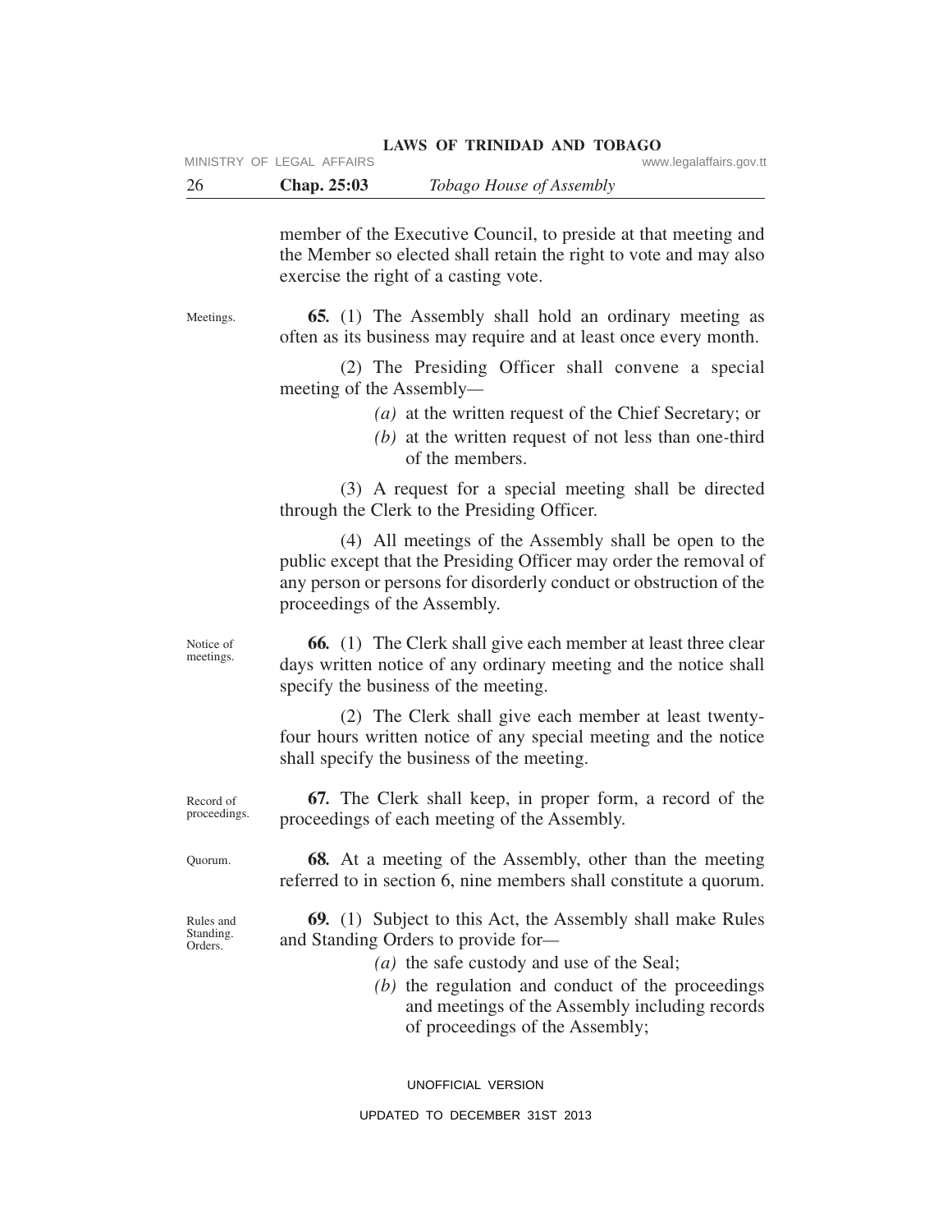member of the Executive Council, to preside at that meeting and the Member so elected shall retain the right to vote and may also exercise the right of a casting vote.

Meetings.

**65.** (1) The Assembly shall hold an ordinary meeting as often as its business may require and at least once every month.

(2) The Presiding Officer shall convene a special meeting of the Assembly—

*(a)* at the written request of the Chief Secretary; or

*(b)* at the written request of not less than one-third of the members.

(3) A request for a special meeting shall be directed through the Clerk to the Presiding Officer.

(4) All meetings of the Assembly shall be open to the public except that the Presiding Officer may order the removal of any person or persons for disorderly conduct or obstruction of the proceedings of the Assembly.

Notice of meetings.

**66.** (1) The Clerk shall give each member at least three clear days written notice of any ordinary meeting and the notice shall specify the business of the meeting.

(2) The Clerk shall give each member at least twenty-four hours written notice of any special meeting and the notice shall specify the business of the meeting.

Record of proceedings.

**67.** The Clerk shall keep, in proper form, a record of the proceedings of each meeting of the Assembly.

Quorum.

**68.** At a meeting of the Assembly, other than the meeting referred to in section 6, nine members shall constitute a quorum.

Rules and Standing. Orders.

**69.** (1) Subject to this Act, the Assembly shall make Rules and Standing Orders to provide for—

*(a)* the safe custody and use of the Seal;

*(b)* the regulation and conduct of the proceedings and meetings of the Assembly including records of proceedings of the Assembly;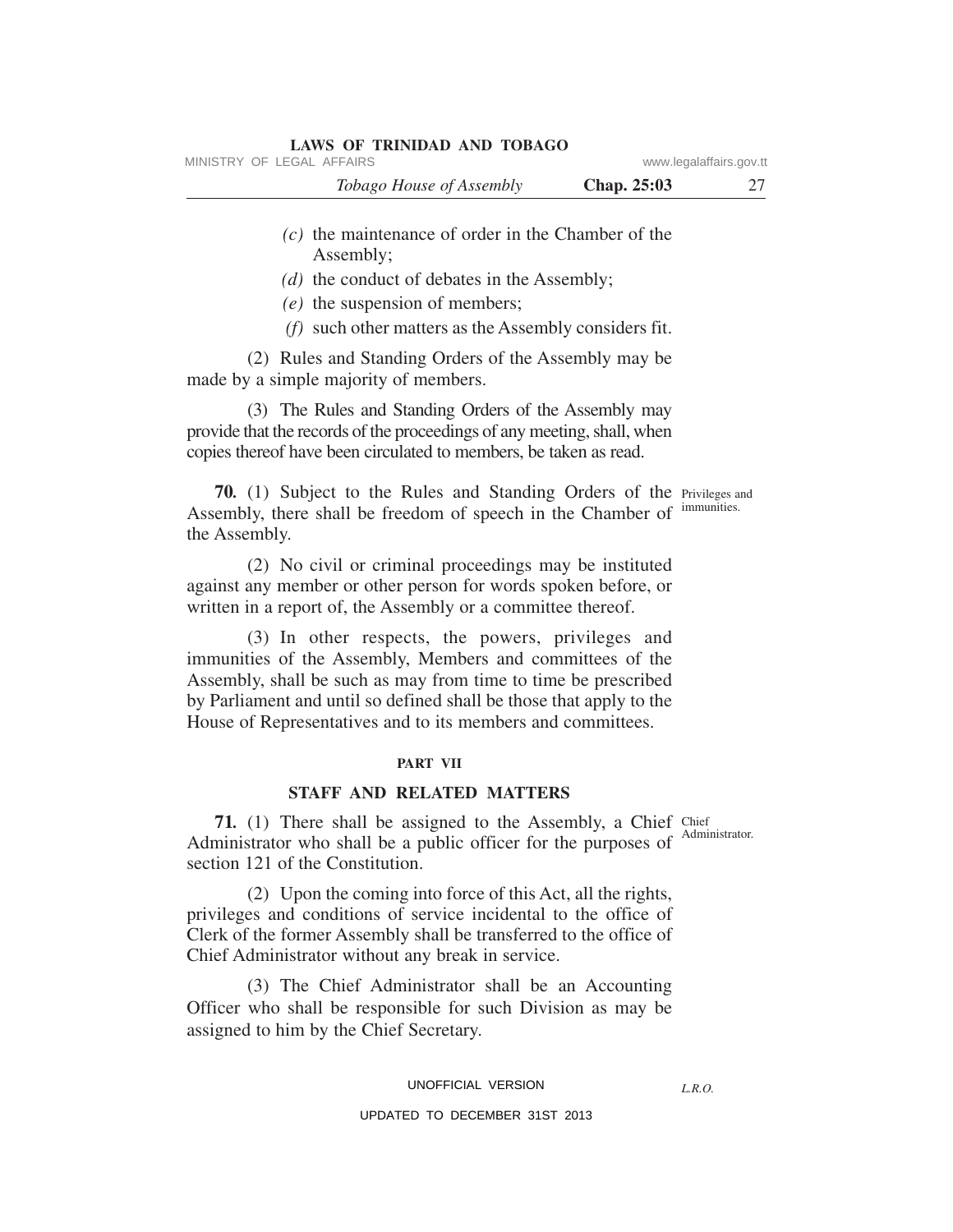(c) the maintenance of order in the Chamber of the Assembly;

(d) the conduct of debates in the Assembly;

(e) the suspension of members;

(f) such other matters as the Assembly considers fit.

(2) Rules and Standing Orders of the Assembly may be made by a simple majority of members.

(3) The Rules and Standing Orders of the Assembly may provide that the records of the proceedings of any meeting, shall, when copies thereof have been circulated to members, be taken as read.

Privileges and immunities.

**70.** (1) Subject to the Rules and Standing Orders of the Assembly, there shall be freedom of speech in the Chamber of the Assembly.

(2) No civil or criminal proceedings may be instituted against any member or other person for words spoken before, or written in a report of, the Assembly or a committee thereof.

(3) In other respects, the powers, privileges and immunities of the Assembly, Members and committees of the Assembly, shall be such as may from time to time be prescribed by Parliament and until so defined shall be those that apply to the House of Representatives and to its members and committees.

## PART VII

## STAFF AND RELATED MATTERS

Chief Administrator.

**71.** (1) There shall be assigned to the Assembly, a Chief Administrator who shall be a public officer for the purposes of section 121 of the Constitution.

(2) Upon the coming into force of this Act, all the rights, privileges and conditions of service incidental to the office of Clerk of the former Assembly shall be transferred to the office of Chief Administrator without any break in service.

(3) The Chief Administrator shall be an Accounting Officer who shall be responsible for such Division as may be assigned to him by the Chief Secretary.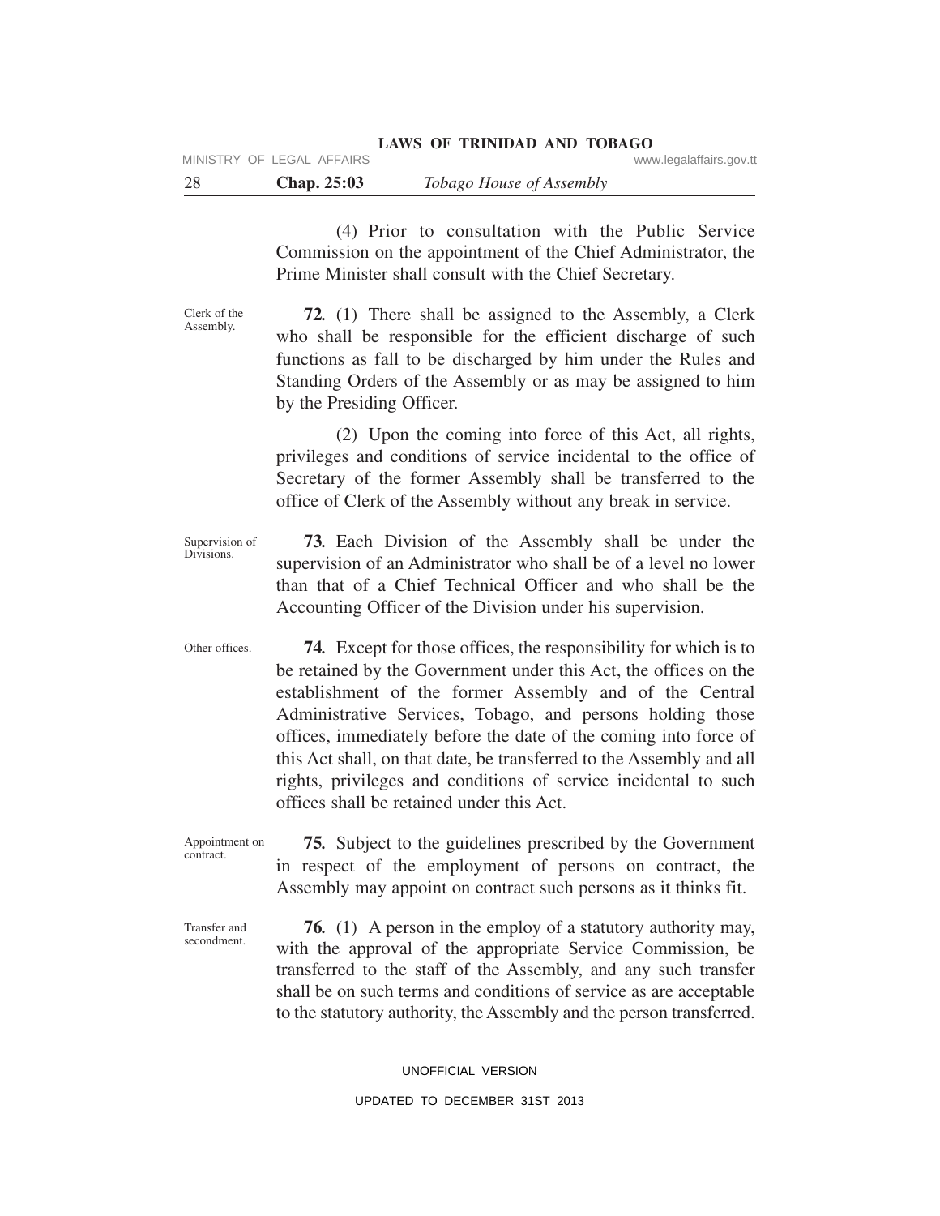(4) Prior to consultation with the Public Service Commission on the appointment of the Chief Administrator, the Prime Minister shall consult with the Chief Secretary.

Clerk of the Assembly.

**72.** (1) There shall be assigned to the Assembly, a Clerk who shall be responsible for the efficient discharge of such functions as fall to be discharged by him under the Rules and Standing Orders of the Assembly or as may be assigned to him by the Presiding Officer.

(2) Upon the coming into force of this Act, all rights, privileges and conditions of service incidental to the office of Secretary of the former Assembly shall be transferred to the office of Clerk of the Assembly without any break in service.

Supervision of Divisions.

**73.** Each Division of the Assembly shall be under the supervision of an Administrator who shall be of a level no lower than that of a Chief Technical Officer and who shall be the Accounting Officer of the Division under his supervision.

Other offices.

**74.** Except for those offices, the responsibility for which is to be retained by the Government under this Act, the offices on the establishment of the former Assembly and of the Central Administrative Services, Tobago, and persons holding those offices, immediately before the date of the coming into force of this Act shall, on that date, be transferred to the Assembly and all rights, privileges and conditions of service incidental to such offices shall be retained under this Act.

Appointment on contract.

**75.** Subject to the guidelines prescribed by the Government in respect of the employment of persons on contract, the Assembly may appoint on contract such persons as it thinks fit.

Transfer and secondment.

**76.** (1) A person in the employ of a statutory authority may, with the approval of the appropriate Service Commission, be transferred to the staff of the Assembly, and any such transfer shall be on such terms and conditions of service as are acceptable to the statutory authority, the Assembly and the person transferred.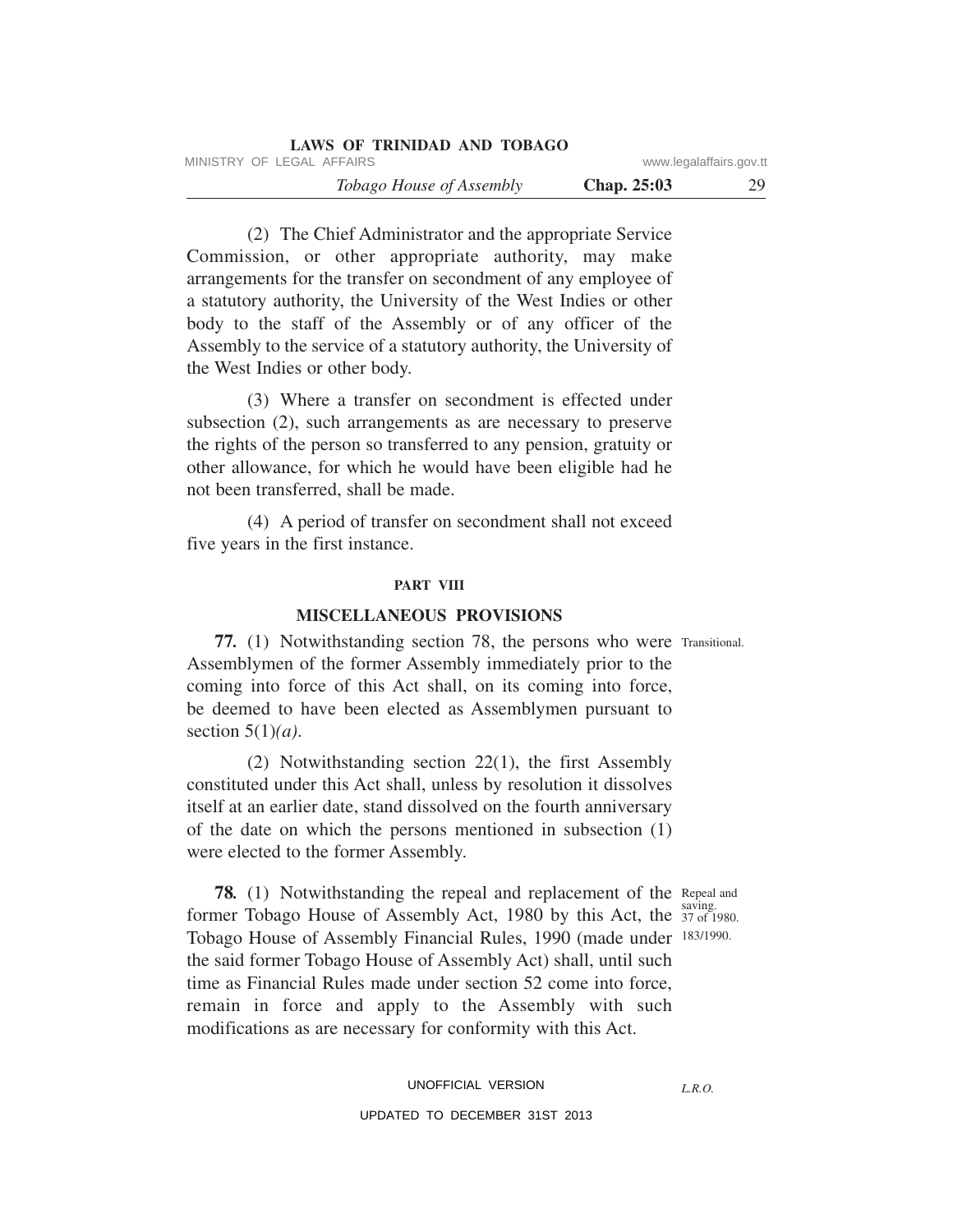(2) The Chief Administrator and the appropriate Service Commission, or other appropriate authority, may make arrangements for the transfer on secondment of any employee of a statutory authority, the University of the West Indies or other body to the staff of the Assembly or of any officer of the Assembly to the service of a statutory authority, the University of the West Indies or other body.

(3) Where a transfer on secondment is effected under subsection (2), such arrangements as are necessary to preserve the rights of the person so transferred to any pension, gratuity or other allowance, for which he would have been eligible had he not been transferred, shall be made.

(4) A period of transfer on secondment shall not exceed five years in the first instance.

## PART VIII

## MISCELLANEOUS PROVISIONS

Transitional.

**77.** (1) Notwithstanding section 78, the persons who were Assemblymen of the former Assembly immediately prior to the coming into force of this Act shall, on its coming into force, be deemed to have been elected as Assemblymen pursuant to section 5(1)*(a)*.

(2) Notwithstanding section 22(1), the first Assembly constituted under this Act shall, unless by resolution it dissolves itself at an earlier date, stand dissolved on the fourth anniversary of the date on which the persons mentioned in subsection (1) were elected to the former Assembly.

Repeal and saving. 37 of 1980. 183/1990.

**78.** (1) Notwithstanding the repeal and replacement of the former Tobago House of Assembly Act, 1980 by this Act, the Tobago House of Assembly Financial Rules, 1990 (made under the said former Tobago House of Assembly Act) shall, until such time as Financial Rules made under section 52 come into force, remain in force and apply to the Assembly with such modifications as are necessary for conformity with this Act.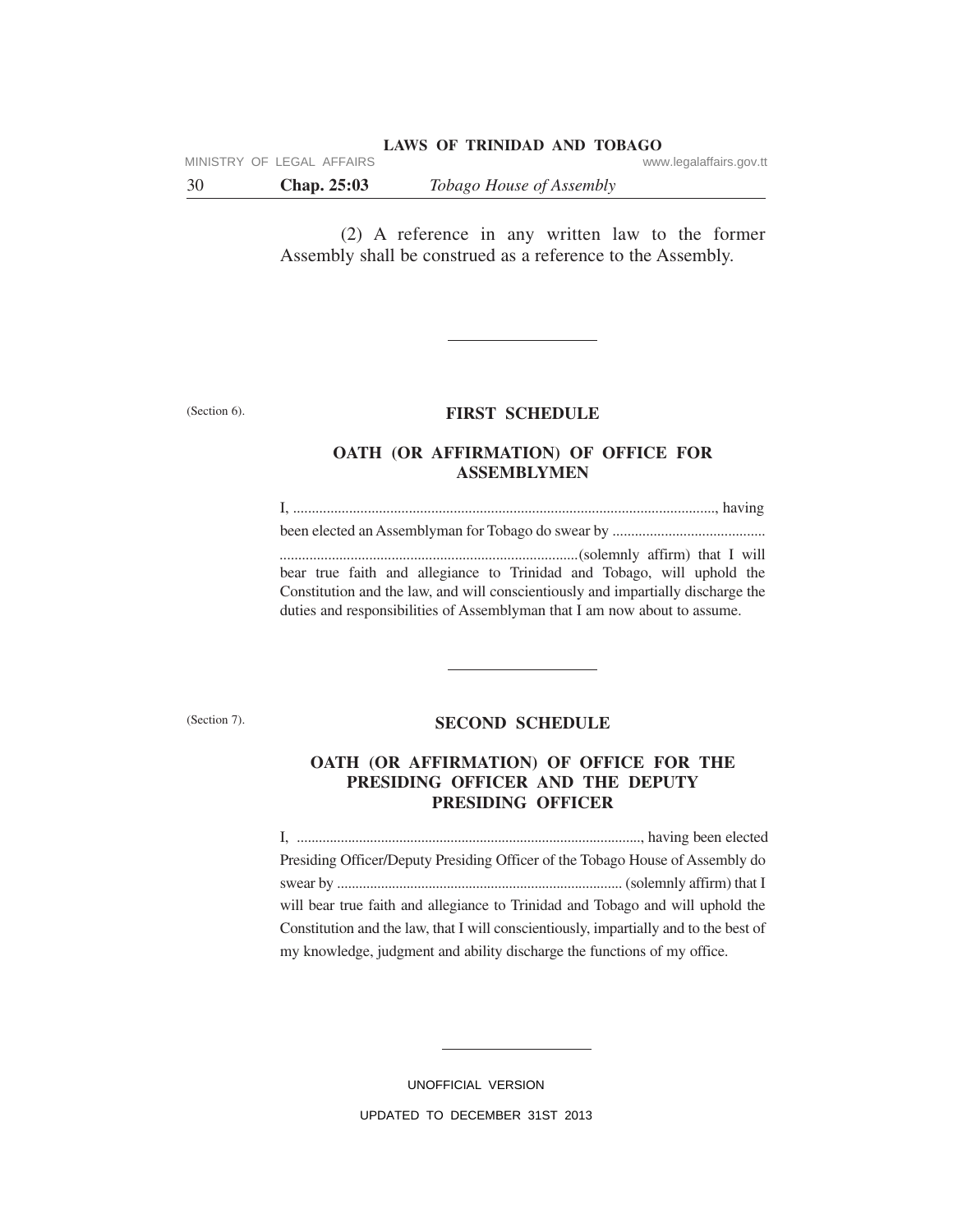(2) A reference in any written law to the former Assembly shall be construed as a reference to the Assembly.

---

(Section 6).

## FIRST SCHEDULE

### OATH (OR AFFIRMATION) OF OFFICE FOR ASSEMBLYMEN

I, ................................................................................................................., having been elected an Assemblyman for Tobago do swear by ......................................... ................................................................................(solemnly affirm) that I will bear true faith and allegiance to Trinidad and Tobago, will uphold the Constitution and the law, and will conscientiously and impartially discharge the duties and responsibilities of Assemblyman that I am now about to assume.

---

(Section 7).

## SECOND SCHEDULE

### OATH (OR AFFIRMATION) OF OFFICE FOR THE PRESIDING OFFICER AND THE DEPUTY PRESIDING OFFICER

I, ............................................................................................., having been elected Presiding Officer/Deputy Presiding Officer of the Tobago House of Assembly do swear by ............................................................................ (solemnly affirm) that I will bear true faith and allegiance to Trinidad and Tobago and will uphold the Constitution and the law, that I will conscientiously, impartially and to the best of my knowledge, judgment and ability discharge the functions of my office.

---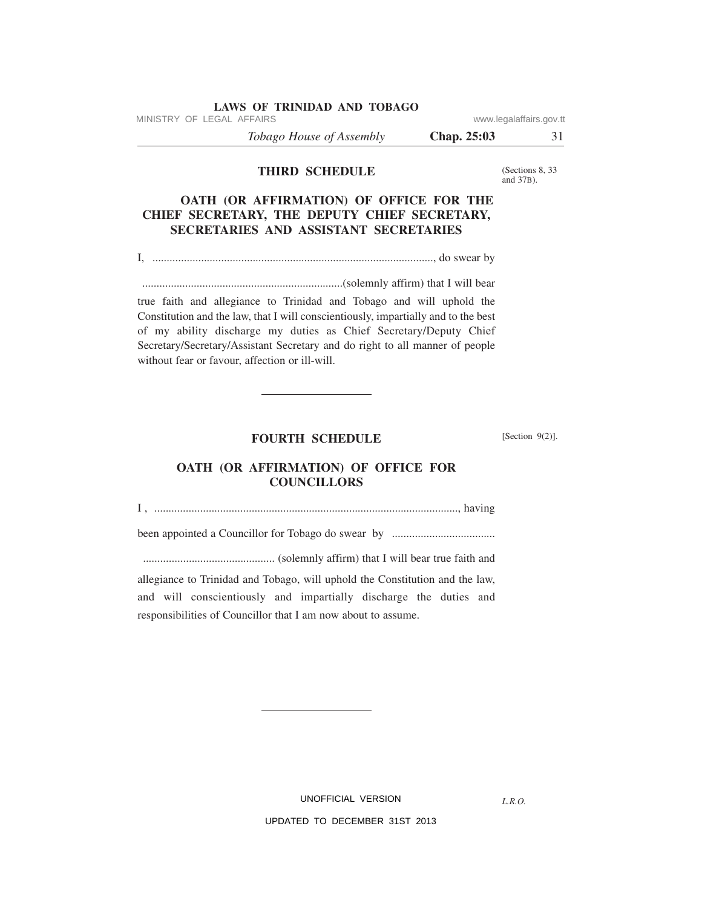## THIRD SCHEDULE

(Sections 8, 33 and 37B).

### OATH (OR AFFIRMATION) OF OFFICE FOR THE CHIEF SECRETARY, THE DEPUTY CHIEF SECRETARY, SECRETARIES AND ASSISTANT SECRETARIES

I, ................................................................................................., do swear by

......................................................................(solemnly affirm) that I will bear true faith and allegiance to Trinidad and Tobago and will uphold the Constitution and the law, that I will conscientiously, impartially and to the best of my ability discharge my duties as Chief Secretary/Deputy Chief Secretary/Secretary/Assistant Secretary and do right to all manner of people without fear or favour, affection or ill-will.

---

## FOURTH SCHEDULE

[Section 9(2)].

### OATH (OR AFFIRMATION) OF OFFICE FOR COUNCILLORS

I , ........................................................................................................., having

been appointed a Councillor for Tobago do swear by ....................................

.............................................. (solemnly affirm) that I will bear true faith and allegiance to Trinidad and Tobago, will uphold the Constitution and the law, and will conscientiously and impartially discharge the duties and responsibilities of Councillor that I am now about to assume.

---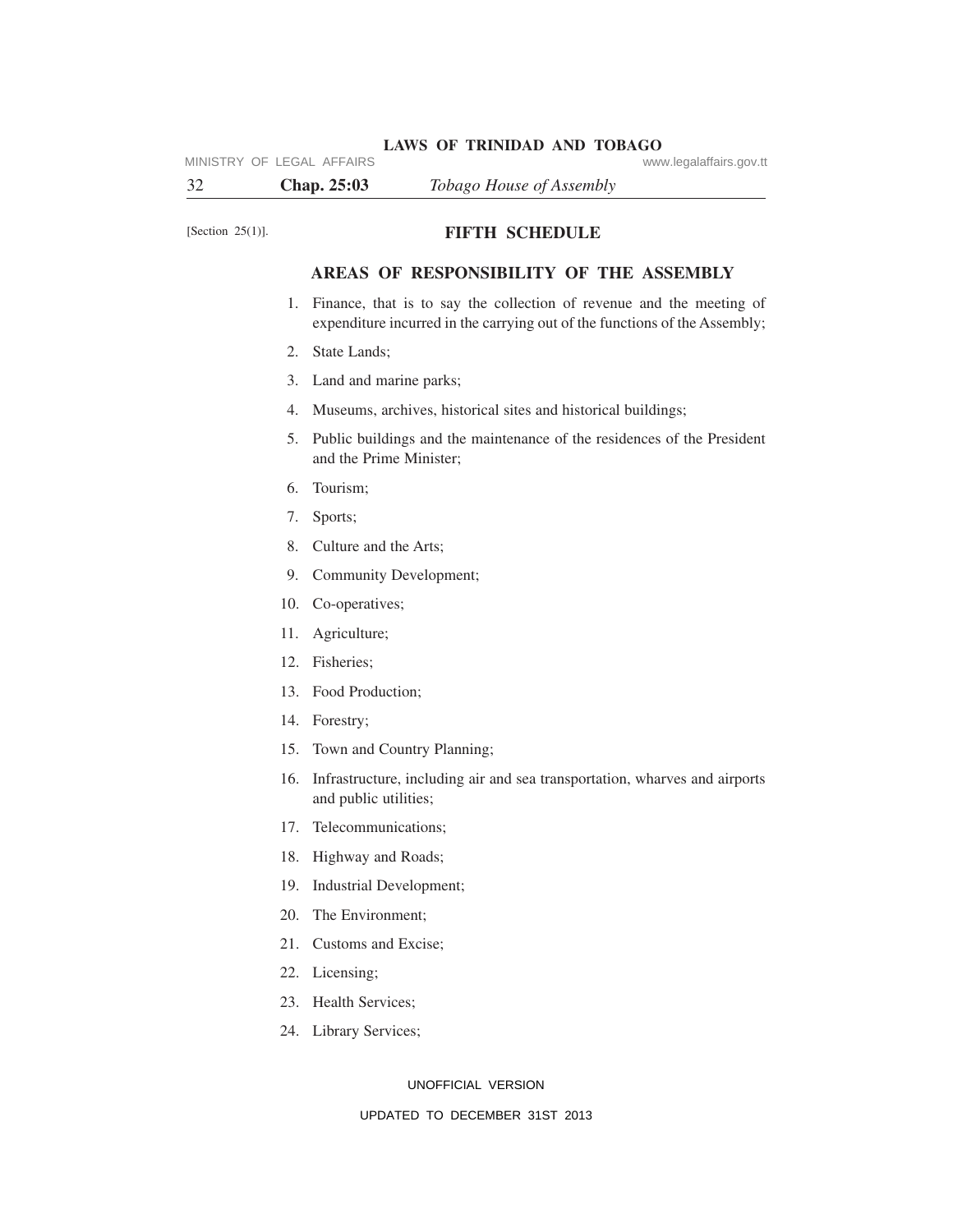[Section 25(1)].

## FIFTH SCHEDULE

### AREAS OF RESPONSIBILITY OF THE ASSEMBLY

1. Finance, that is to say the collection of revenue and the meeting of expenditure incurred in the carrying out of the functions of the Assembly;
2. State Lands;
3. Land and marine parks;
4. Museums, archives, historical sites and historical buildings;
5. Public buildings and the maintenance of the residences of the President and the Prime Minister;
6. Tourism;
7. Sports;
8. Culture and the Arts;
9. Community Development;
10. Co-operatives;
11. Agriculture;
12. Fisheries;
13. Food Production;
14. Forestry;
15. Town and Country Planning;
16. Infrastructure, including air and sea transportation, wharves and airports and public utilities;
17. Telecommunications;
18. Highway and Roads;
19. Industrial Development;
20. The Environment;
21. Customs and Excise;
22. Licensing;
23. Health Services;
24. Library Services;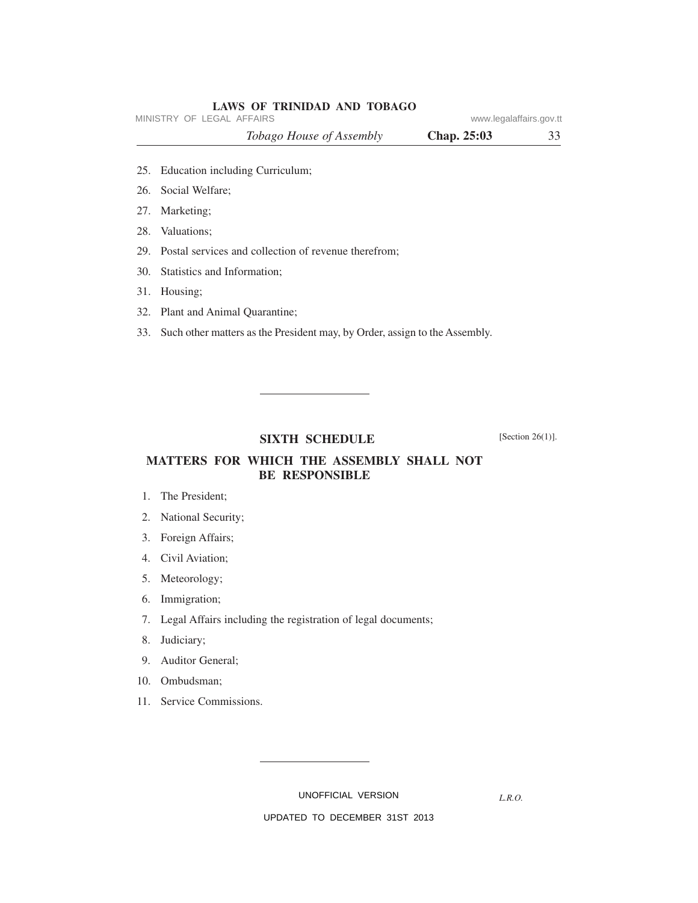25. Education including Curriculum;
26. Social Welfare;
27. Marketing;
28. Valuations;
29. Postal services and collection of revenue therefrom;
30. Statistics and Information;
31. Housing;
32. Plant and Animal Quarantine;
33. Such other matters as the President may, by Order, assign to the Assembly.

---

## SIXTH SCHEDULE

[Section 26(1)].

## MATTERS FOR WHICH THE ASSEMBLY SHALL NOT BE RESPONSIBLE

1. The President;
2. National Security;
3. Foreign Affairs;
4. Civil Aviation;
5. Meteorology;
6. Immigration;
7. Legal Affairs including the registration of legal documents;
8. Judiciary;
9. Auditor General;
10. Ombudsman;
11. Service Commissions.

---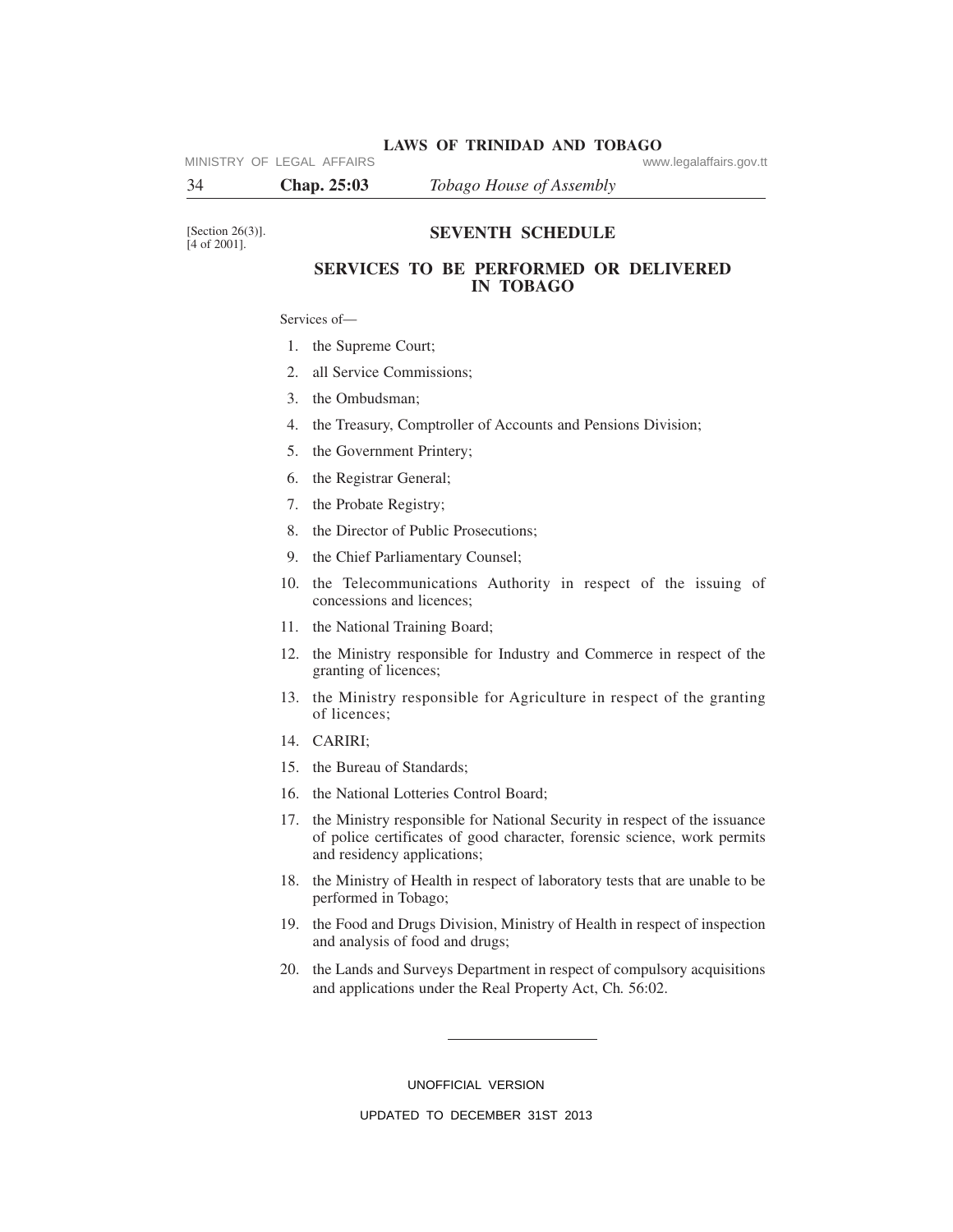[Section 26(3)].
[4 of 2001].

## SEVENTH SCHEDULE

## SERVICES TO BE PERFORMED OR DELIVERED IN TOBAGO

Services of—

1. the Supreme Court;
2. all Service Commissions;
3. the Ombudsman;
4. the Treasury, Comptroller of Accounts and Pensions Division;
5. the Government Printery;
6. the Registrar General;
7. the Probate Registry;
8. the Director of Public Prosecutions;
9. the Chief Parliamentary Counsel;
10. the Telecommunications Authority in respect of the issuing of concessions and licences;
11. the National Training Board;
12. the Ministry responsible for Industry and Commerce in respect of the granting of licences;
13. the Ministry responsible for Agriculture in respect of the granting of licences;
14. CARIRI;
15. the Bureau of Standards;
16. the National Lotteries Control Board;
17. the Ministry responsible for National Security in respect of the issuance of police certificates of good character, forensic science, work permits and residency applications;
18. the Ministry of Health in respect of laboratory tests that are unable to be performed in Tobago;
19. the Food and Drugs Division, Ministry of Health in respect of inspection and analysis of food and drugs;
20. the Lands and Surveys Department in respect of compulsory acquisitions and applications under the Real Property Act, Ch. 56:02.